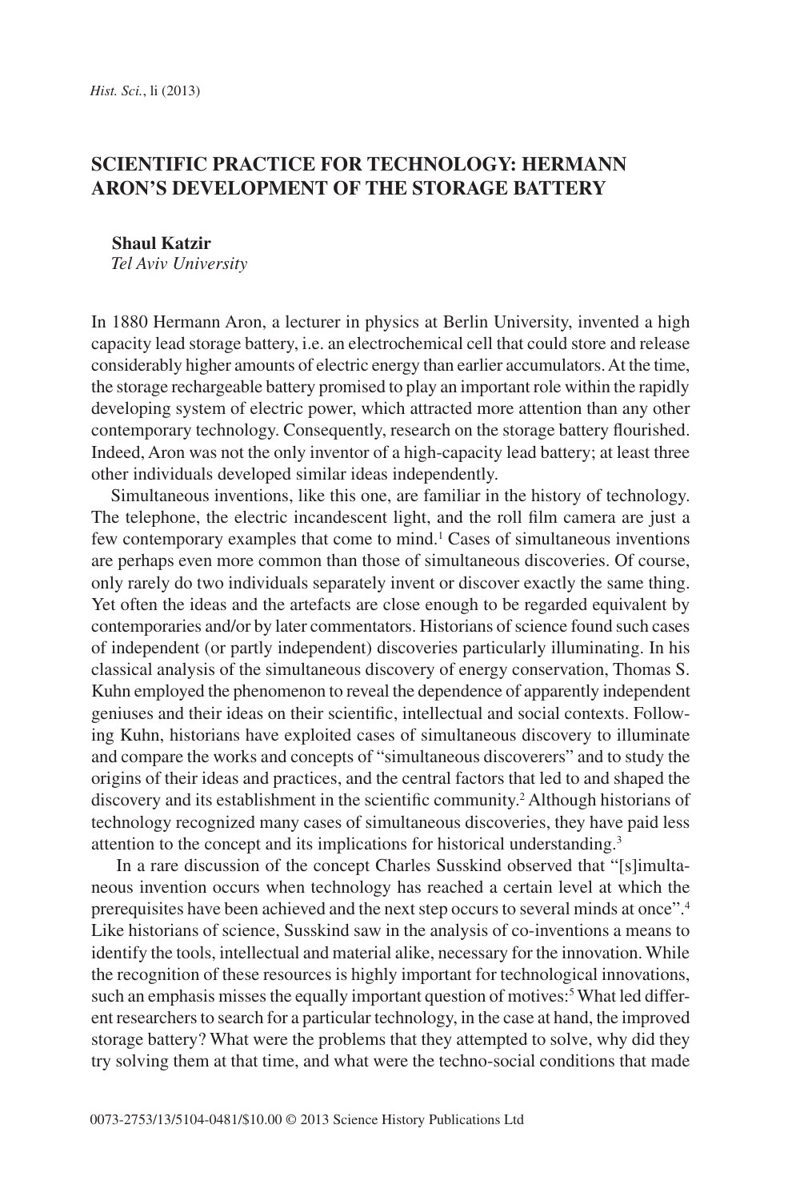# SCIENTIFIC PRACTICE FOR TECHNOLOGY: HERMANN ARON'S DEVELOPMENT OF THE STORAGE BATTERY

**Shaul Katzir**
*Tel Aviv University*

In 1880 Hermann Aron, a lecturer in physics at Berlin University, invented a high capacity lead storage battery, i.e. an electrochemical cell that could store and release considerably higher amounts of electric energy than earlier accumulators. At the time, the storage rechargeable battery promised to play an important role within the rapidly developing system of electric power, which attracted more attention than any other contemporary technology. Consequently, research on the storage battery flourished. Indeed, Aron was not the only inventor of a high-capacity lead battery; at least three other individuals developed similar ideas independently.

Simultaneous inventions, like this one, are familiar in the history of technology. The telephone, the electric incandescent light, and the roll film camera are just a few contemporary examples that come to mind.[1] Cases of simultaneous inventions are perhaps even more common than those of simultaneous discoveries. Of course, only rarely do two individuals separately invent or discover exactly the same thing. Yet often the ideas and the artefacts are close enough to be regarded equivalent by contemporaries and/or by later commentators. Historians of science found such cases of independent (or partly independent) discoveries particularly illuminating. In his classical analysis of the simultaneous discovery of energy conservation, Thomas S. Kuhn employed the phenomenon to reveal the dependence of apparently independent geniuses and their ideas on their scientific, intellectual and social contexts. Following Kuhn, historians have exploited cases of simultaneous discovery to illuminate and compare the works and concepts of "simultaneous discoverers" and to study the origins of their ideas and practices, and the central factors that led to and shaped the discovery and its establishment in the scientific community.[2] Although historians of technology recognized many cases of simultaneous discoveries, they have paid less attention to the concept and its implications for historical understanding.[3]

In a rare discussion of the concept Charles Susskind observed that "[s]imultaneous invention occurs when technology has reached a certain level at which the prerequisites have been achieved and the next step occurs to several minds at once".[4] Like historians of science, Susskind saw in the analysis of co-inventions a means to identify the tools, intellectual and material alike, necessary for the innovation. While the recognition of these resources is highly important for technological innovations, such an emphasis misses the equally important question of motives:[5] What led different researchers to search for a particular technology, in the case at hand, the improved storage battery? What were the problems that they attempted to solve, why did they try solving them at that time, and what were the techno-social conditions that made

0073-2753/13/5104-0481/$10.00 © 2013 Science History Publications Ltd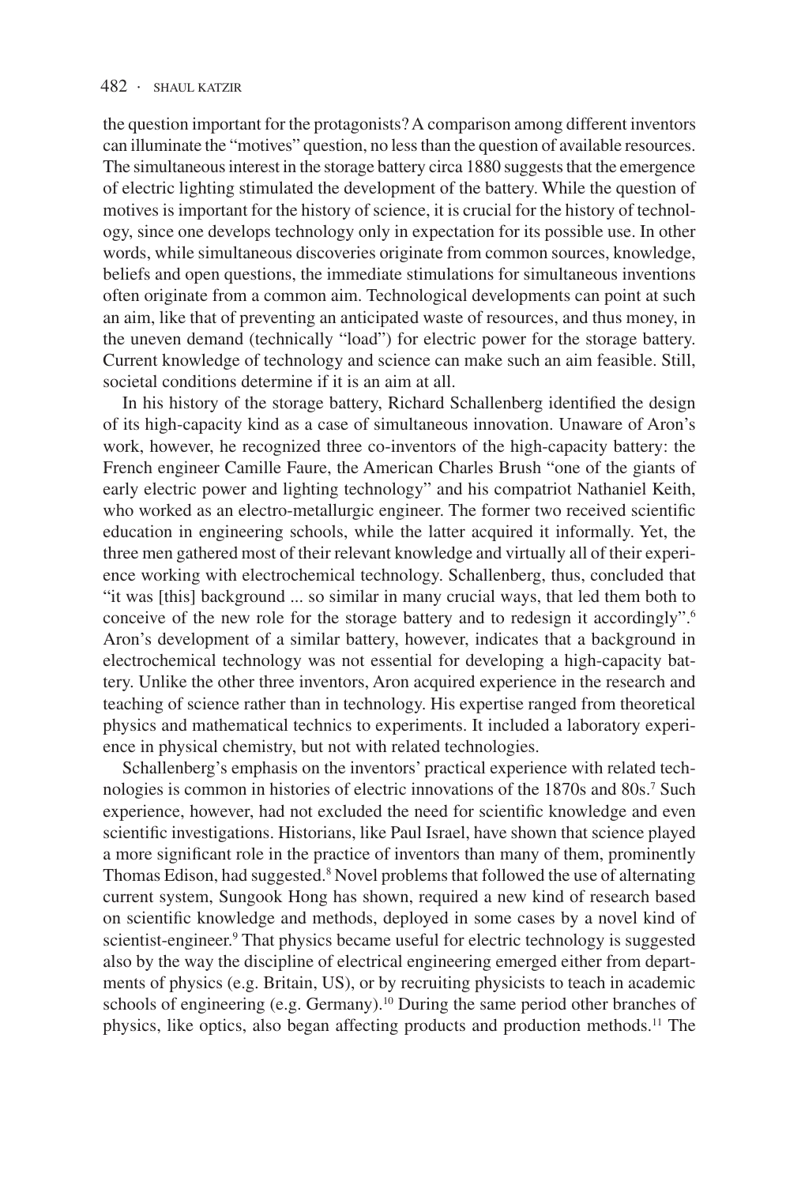the question important for the protagonists? A comparison among different inventors can illuminate the "motives" question, no less than the question of available resources. The simultaneous interest in the storage battery circa 1880 suggests that the emergence of electric lighting stimulated the development of the battery. While the question of motives is important for the history of science, it is crucial for the history of technology, since one develops technology only in expectation for its possible use. In other words, while simultaneous discoveries originate from common sources, knowledge, beliefs and open questions, the immediate stimulations for simultaneous inventions often originate from a common aim. Technological developments can point at such an aim, like that of preventing an anticipated waste of resources, and thus money, in the uneven demand (technically "load") for electric power for the storage battery. Current knowledge of technology and science can make such an aim feasible. Still, societal conditions determine if it is an aim at all.

In his history of the storage battery, Richard Schallenberg identified the design of its high-capacity kind as a case of simultaneous innovation. Unaware of Aron's work, however, he recognized three co-inventors of the high-capacity battery: the French engineer Camille Faure, the American Charles Brush "one of the giants of early electric power and lighting technology" and his compatriot Nathaniel Keith, who worked as an electro-metallurgic engineer. The former two received scientific education in engineering schools, while the latter acquired it informally. Yet, the three men gathered most of their relevant knowledge and virtually all of their experience working with electrochemical technology. Schallenberg, thus, concluded that "it was [this] background ... so similar in many crucial ways, that led them both to conceive of the new role for the storage battery and to redesign it accordingly".[6] Aron's development of a similar battery, however, indicates that a background in electrochemical technology was not essential for developing a high-capacity battery. Unlike the other three inventors, Aron acquired experience in the research and teaching of science rather than in technology. His expertise ranged from theoretical physics and mathematical technics to experiments. It included a laboratory experience in physical chemistry, but not with related technologies.

Schallenberg's emphasis on the inventors' practical experience with related technologies is common in histories of electric innovations of the 1870s and 80s.[7] Such experience, however, had not excluded the need for scientific knowledge and even scientific investigations. Historians, like Paul Israel, have shown that science played a more significant role in the practice of inventors than many of them, prominently Thomas Edison, had suggested.[8] Novel problems that followed the use of alternating current system, Sungook Hong has shown, required a new kind of research based on scientific knowledge and methods, deployed in some cases by a novel kind of scientist-engineer.[9] That physics became useful for electric technology is suggested also by the way the discipline of electrical engineering emerged either from departments of physics (e.g. Britain, US), or by recruiting physicists to teach in academic schools of engineering (e.g. Germany).[10] During the same period other branches of physics, like optics, also began affecting products and production methods.[11] The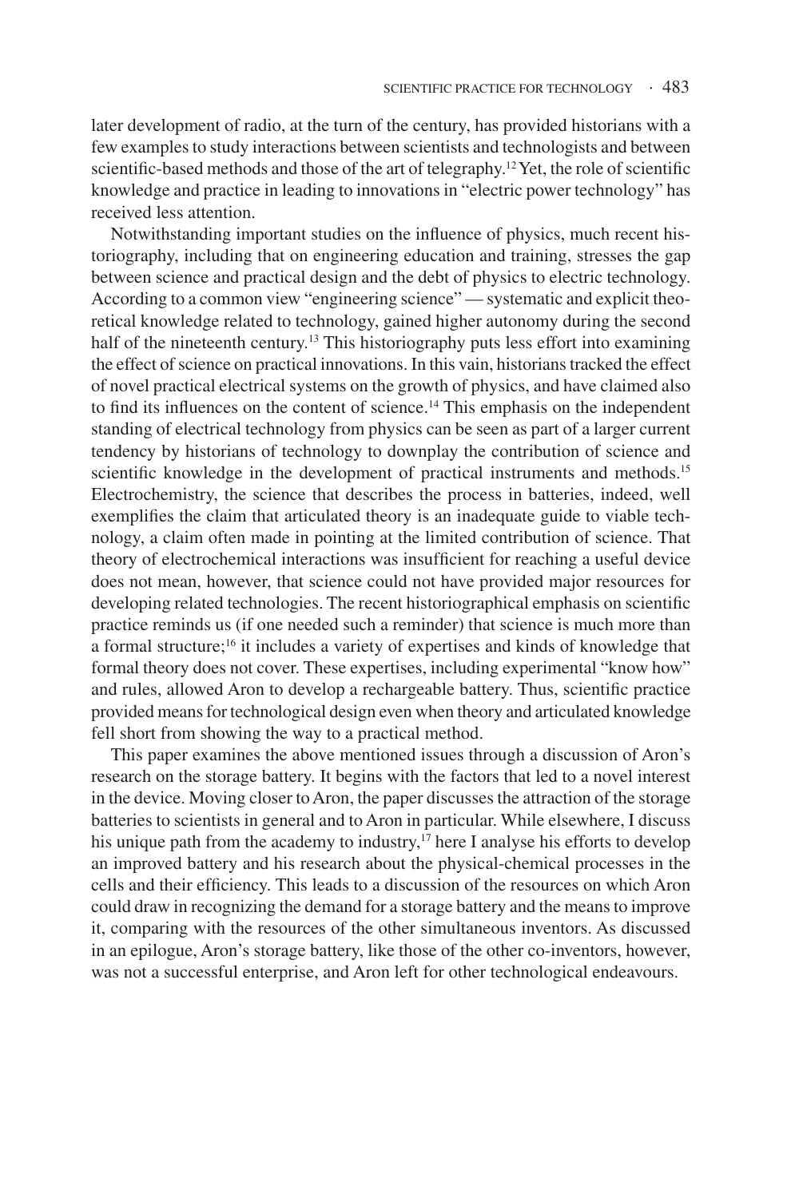later development of radio, at the turn of the century, has provided historians with a few examples to study interactions between scientists and technologists and between scientific-based methods and those of the art of telegraphy.[12] Yet, the role of scientific knowledge and practice in leading to innovations in "electric power technology" has received less attention.

Notwithstanding important studies on the influence of physics, much recent historiography, including that on engineering education and training, stresses the gap between science and practical design and the debt of physics to electric technology. According to a common view "engineering science" — systematic and explicit theoretical knowledge related to technology, gained higher autonomy during the second half of the nineteenth century.[13] This historiography puts less effort into examining the effect of science on practical innovations. In this vain, historians tracked the effect of novel practical electrical systems on the growth of physics, and have claimed also to find its influences on the content of science.[14] This emphasis on the independent standing of electrical technology from physics can be seen as part of a larger current tendency by historians of technology to downplay the contribution of science and scientific knowledge in the development of practical instruments and methods.[15] Electrochemistry, the science that describes the process in batteries, indeed, well exemplifies the claim that articulated theory is an inadequate guide to viable technology, a claim often made in pointing at the limited contribution of science. That theory of electrochemical interactions was insufficient for reaching a useful device does not mean, however, that science could not have provided major resources for developing related technologies. The recent historiographical emphasis on scientific practice reminds us (if one needed such a reminder) that science is much more than a formal structure;[16] it includes a variety of expertises and kinds of knowledge that formal theory does not cover. These expertises, including experimental "know how" and rules, allowed Aron to develop a rechargeable battery. Thus, scientific practice provided means for technological design even when theory and articulated knowledge fell short from showing the way to a practical method.

This paper examines the above mentioned issues through a discussion of Aron's research on the storage battery. It begins with the factors that led to a novel interest in the device. Moving closer to Aron, the paper discusses the attraction of the storage batteries to scientists in general and to Aron in particular. While elsewhere, I discuss his unique path from the academy to industry,[17] here I analyse his efforts to develop an improved battery and his research about the physical-chemical processes in the cells and their efficiency. This leads to a discussion of the resources on which Aron could draw in recognizing the demand for a storage battery and the means to improve it, comparing with the resources of the other simultaneous inventors. As discussed in an epilogue, Aron's storage battery, like those of the other co-inventors, however, was not a successful enterprise, and Aron left for other technological endeavours.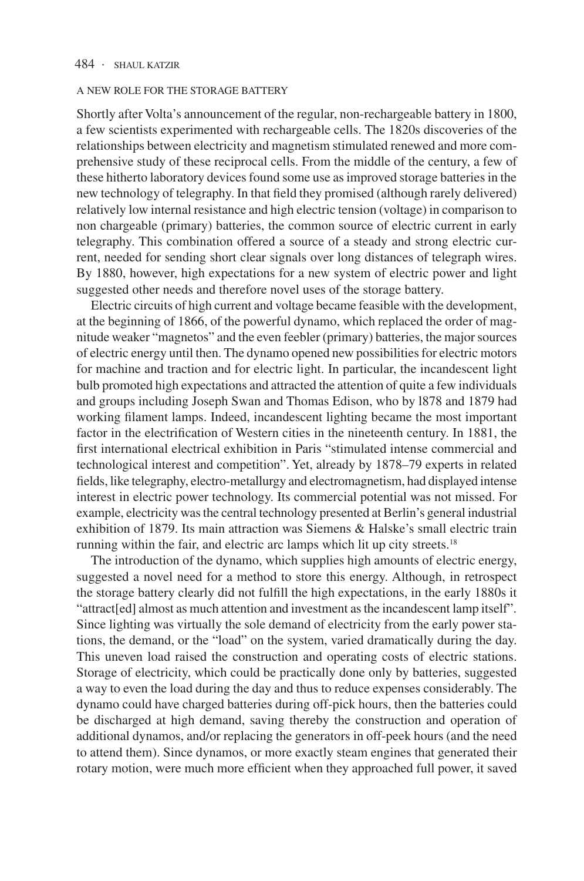## A NEW ROLE FOR THE STORAGE BATTERY

Shortly after Volta's announcement of the regular, non-rechargeable battery in 1800, a few scientists experimented with rechargeable cells. The 1820s discoveries of the relationships between electricity and magnetism stimulated renewed and more comprehensive study of these reciprocal cells. From the middle of the century, a few of these hitherto laboratory devices found some use as improved storage batteries in the new technology of telegraphy. In that field they promised (although rarely delivered) relatively low internal resistance and high electric tension (voltage) in comparison to non chargeable (primary) batteries, the common source of electric current in early telegraphy. This combination offered a source of a steady and strong electric current, needed for sending short clear signals over long distances of telegraph wires. By 1880, however, high expectations for a new system of electric power and light suggested other needs and therefore novel uses of the storage battery.

Electric circuits of high current and voltage became feasible with the development, at the beginning of 1866, of the powerful dynamo, which replaced the order of magnitude weaker "magnetos" and the even feebler (primary) batteries, the major sources of electric energy until then. The dynamo opened new possibilities for electric motors for machine and traction and for electric light. In particular, the incandescent light bulb promoted high expectations and attracted the attention of quite a few individuals and groups including Joseph Swan and Thomas Edison, who by l878 and 1879 had working filament lamps. Indeed, incandescent lighting became the most important factor in the electrification of Western cities in the nineteenth century. In 1881, the first international electrical exhibition in Paris "stimulated intense commercial and technological interest and competition". Yet, already by 1878–79 experts in related fields, like telegraphy, electro-metallurgy and electromagnetism, had displayed intense interest in electric power technology. Its commercial potential was not missed. For example, electricity was the central technology presented at Berlin's general industrial exhibition of 1879. Its main attraction was Siemens & Halske's small electric train running within the fair, and electric arc lamps which lit up city streets.[18]

The introduction of the dynamo, which supplies high amounts of electric energy, suggested a novel need for a method to store this energy. Although, in retrospect the storage battery clearly did not fulfill the high expectations, in the early 1880s it "attract[ed] almost as much attention and investment as the incandescent lamp itself". Since lighting was virtually the sole demand of electricity from the early power stations, the demand, or the "load" on the system, varied dramatically during the day. This uneven load raised the construction and operating costs of electric stations. Storage of electricity, which could be practically done only by batteries, suggested a way to even the load during the day and thus to reduce expenses considerably. The dynamo could have charged batteries during off-pick hours, then the batteries could be discharged at high demand, saving thereby the construction and operation of additional dynamos, and/or replacing the generators in off-peek hours (and the need to attend them). Since dynamos, or more exactly steam engines that generated their rotary motion, were much more efficient when they approached full power, it saved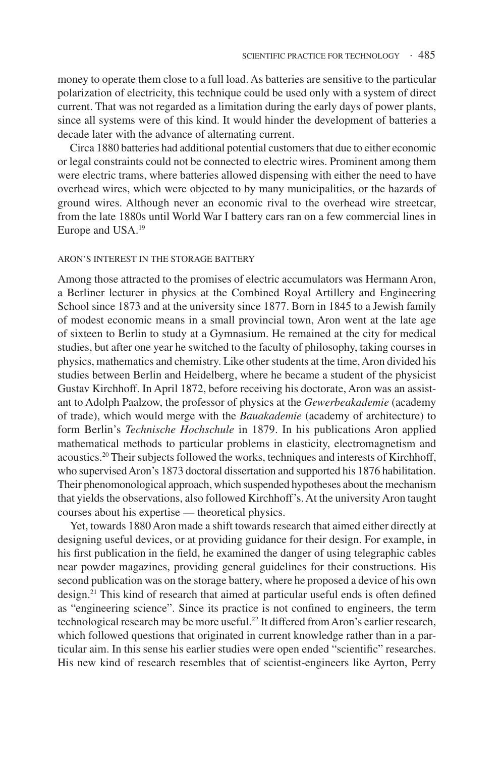money to operate them close to a full load. As batteries are sensitive to the particular polarization of electricity, this technique could be used only with a system of direct current. That was not regarded as a limitation during the early days of power plants, since all systems were of this kind. It would hinder the development of batteries a decade later with the advance of alternating current.

Circa 1880 batteries had additional potential customers that due to either economic or legal constraints could not be connected to electric wires. Prominent among them were electric trams, where batteries allowed dispensing with either the need to have overhead wires, which were objected to by many municipalities, or the hazards of ground wires. Although never an economic rival to the overhead wire streetcar, from the late 1880s until World War I battery cars ran on a few commercial lines in Europe and USA.[19]

## ARON'S INTEREST IN THE STORAGE BATTERY

Among those attracted to the promises of electric accumulators was Hermann Aron, a Berliner lecturer in physics at the Combined Royal Artillery and Engineering School since 1873 and at the university since 1877. Born in 1845 to a Jewish family of modest economic means in a small provincial town, Aron went at the late age of sixteen to Berlin to study at a Gymnasium. He remained at the city for medical studies, but after one year he switched to the faculty of philosophy, taking courses in physics, mathematics and chemistry. Like other students at the time, Aron divided his studies between Berlin and Heidelberg, where he became a student of the physicist Gustav Kirchhoff. In April 1872, before receiving his doctorate, Aron was an assistant to Adolph Paalzow, the professor of physics at the *Gewerbeakademie* (academy of trade), which would merge with the *Bauakademie* (academy of architecture) to form Berlin's *Technische Hochschule* in 1879. In his publications Aron applied mathematical methods to particular problems in elasticity, electromagnetism and acoustics.[20] Their subjects followed the works, techniques and interests of Kirchhoff, who supervised Aron's 1873 doctoral dissertation and supported his 1876 habilitation. Their phenomonological approach, which suspended hypotheses about the mechanism that yields the observations, also followed Kirchhoff's. At the university Aron taught courses about his expertise — theoretical physics.

Yet, towards 1880 Aron made a shift towards research that aimed either directly at designing useful devices, or at providing guidance for their design. For example, in his first publication in the field, he examined the danger of using telegraphic cables near powder magazines, providing general guidelines for their constructions. His second publication was on the storage battery, where he proposed a device of his own design.[21] This kind of research that aimed at particular useful ends is often defined as "engineering science". Since its practice is not confined to engineers, the term technological research may be more useful.[22] It differed from Aron's earlier research, which followed questions that originated in current knowledge rather than in a particular aim. In this sense his earlier studies were open ended "scientific" researches. His new kind of research resembles that of scientist-engineers like Ayrton, Perry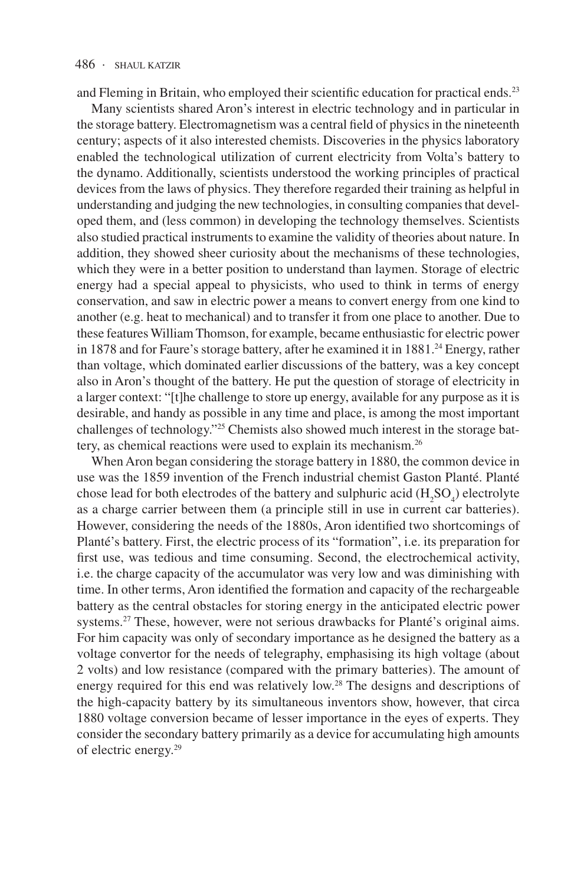and Fleming in Britain, who employed their scientific education for practical ends.[23]

Many scientists shared Aron's interest in electric technology and in particular in the storage battery. Electromagnetism was a central field of physics in the nineteenth century; aspects of it also interested chemists. Discoveries in the physics laboratory enabled the technological utilization of current electricity from Volta's battery to the dynamo. Additionally, scientists understood the working principles of practical devices from the laws of physics. They therefore regarded their training as helpful in understanding and judging the new technologies, in consulting companies that developed them, and (less common) in developing the technology themselves. Scientists also studied practical instruments to examine the validity of theories about nature. In addition, they showed sheer curiosity about the mechanisms of these technologies, which they were in a better position to understand than laymen. Storage of electric energy had a special appeal to physicists, who used to think in terms of energy conservation, and saw in electric power a means to convert energy from one kind to another (e.g. heat to mechanical) and to transfer it from one place to another. Due to these features William Thomson, for example, became enthusiastic for electric power in 1878 and for Faure's storage battery, after he examined it in 1881.[24] Energy, rather than voltage, which dominated earlier discussions of the battery, was a key concept also in Aron's thought of the battery. He put the question of storage of electricity in a larger context: "[t]he challenge to store up energy, available for any purpose as it is desirable, and handy as possible in any time and place, is among the most important challenges of technology."[25] Chemists also showed much interest in the storage battery, as chemical reactions were used to explain its mechanism.[26]

When Aron began considering the storage battery in 1880, the common device in use was the 1859 invention of the French industrial chemist Gaston Planté. Planté chose lead for both electrodes of the battery and sulphuric acid ($H_2SO_4$) electrolyte as a charge carrier between them (a principle still in use in current car batteries). However, considering the needs of the 1880s, Aron identified two shortcomings of Planté's battery. First, the electric process of its "formation", i.e. its preparation for first use, was tedious and time consuming. Second, the electrochemical activity, i.e. the charge capacity of the accumulator was very low and was diminishing with time. In other terms, Aron identified the formation and capacity of the rechargeable battery as the central obstacles for storing energy in the anticipated electric power systems.[27] These, however, were not serious drawbacks for Planté's original aims. For him capacity was only of secondary importance as he designed the battery as a voltage convertor for the needs of telegraphy, emphasising its high voltage (about 2 volts) and low resistance (compared with the primary batteries). The amount of energy required for this end was relatively low.[28] The designs and descriptions of the high-capacity battery by its simultaneous inventors show, however, that circa 1880 voltage conversion became of lesser importance in the eyes of experts. They consider the secondary battery primarily as a device for accumulating high amounts of electric energy.[29]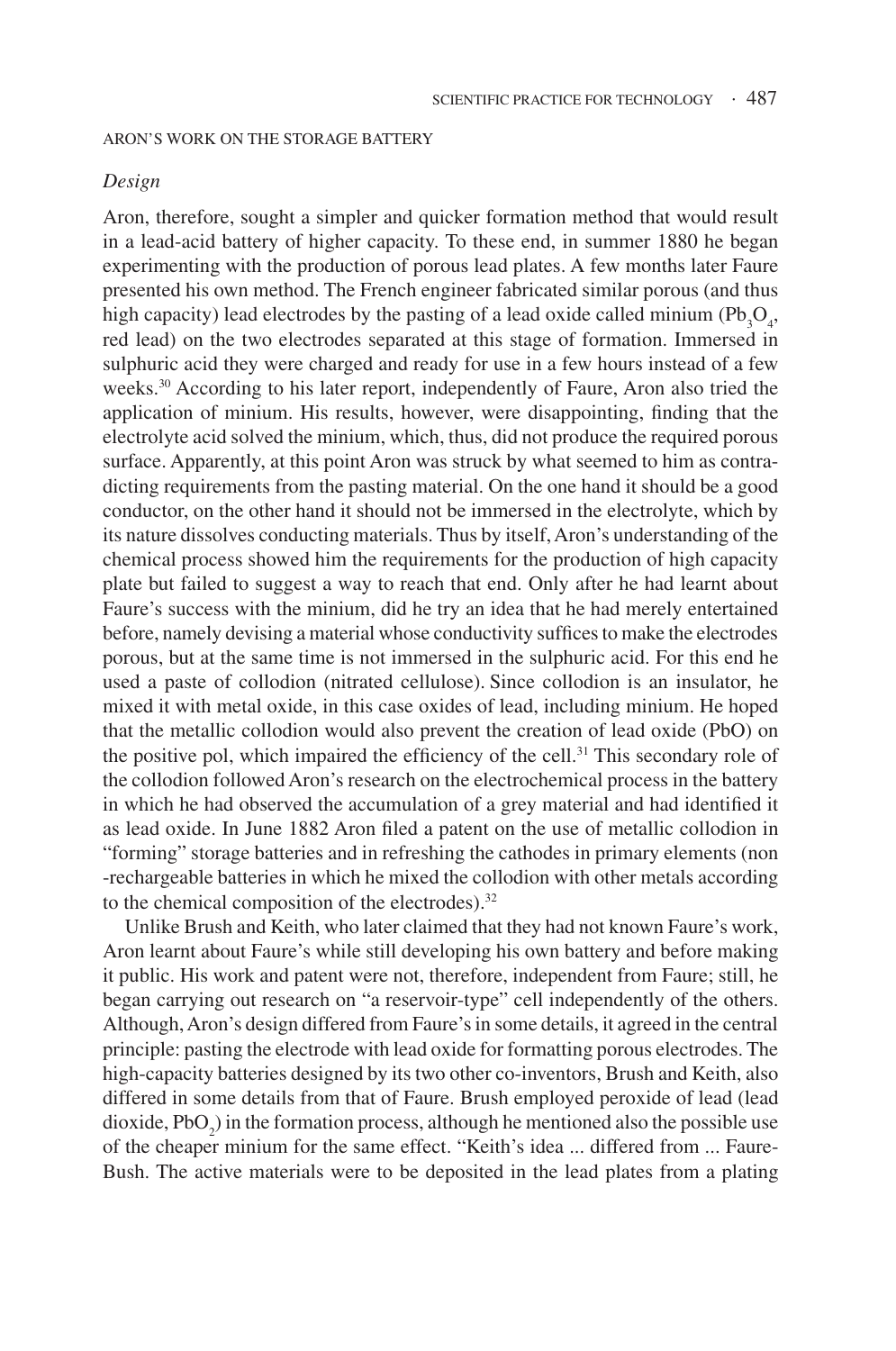## ARON'S WORK ON THE STORAGE BATTERY

### *Design*

Aron, therefore, sought a simpler and quicker formation method that would result in a lead-acid battery of higher capacity. To these end, in summer 1880 he began experimenting with the production of porous lead plates. A few months later Faure presented his own method. The French engineer fabricated similar porous (and thus high capacity) lead electrodes by the pasting of a lead oxide called minium ($Pb_3O_4$, red lead) on the two electrodes separated at this stage of formation. Immersed in sulphuric acid they were charged and ready for use in a few hours instead of a few weeks.[30] According to his later report, independently of Faure, Aron also tried the application of minium. His results, however, were disappointing, finding that the electrolyte acid solved the minium, which, thus, did not produce the required porous surface. Apparently, at this point Aron was struck by what seemed to him as contradicting requirements from the pasting material. On the one hand it should be a good conductor, on the other hand it should not be immersed in the electrolyte, which by its nature dissolves conducting materials. Thus by itself, Aron's understanding of the chemical process showed him the requirements for the production of high capacity plate but failed to suggest a way to reach that end. Only after he had learnt about Faure's success with the minium, did he try an idea that he had merely entertained before, namely devising a material whose conductivity suffices to make the electrodes porous, but at the same time is not immersed in the sulphuric acid. For this end he used a paste of collodion (nitrated cellulose). Since collodion is an insulator, he mixed it with metal oxide, in this case oxides of lead, including minium. He hoped that the metallic collodion would also prevent the creation of lead oxide (PbO) on the positive pol, which impaired the efficiency of the cell.[31] This secondary role of the collodion followed Aron's research on the electrochemical process in the battery in which he had observed the accumulation of a grey material and had identified it as lead oxide. In June 1882 Aron filed a patent on the use of metallic collodion in "forming" storage batteries and in refreshing the cathodes in primary elements (non -rechargeable batteries in which he mixed the collodion with other metals according to the chemical composition of the electrodes).[32]

Unlike Brush and Keith, who later claimed that they had not known Faure's work, Aron learnt about Faure's while still developing his own battery and before making it public. His work and patent were not, therefore, independent from Faure; still, he began carrying out research on "a reservoir-type" cell independently of the others. Although, Aron's design differed from Faure's in some details, it agreed in the central principle: pasting the electrode with lead oxide for formatting porous electrodes. The high-capacity batteries designed by its two other co-inventors, Brush and Keith, also differed in some details from that of Faure. Brush employed peroxide of lead (lead dioxide, $PbO_2$) in the formation process, although he mentioned also the possible use of the cheaper minium for the same effect. "Keith's idea ... differed from ... Faure-Bush. The active materials were to be deposited in the lead plates from a plating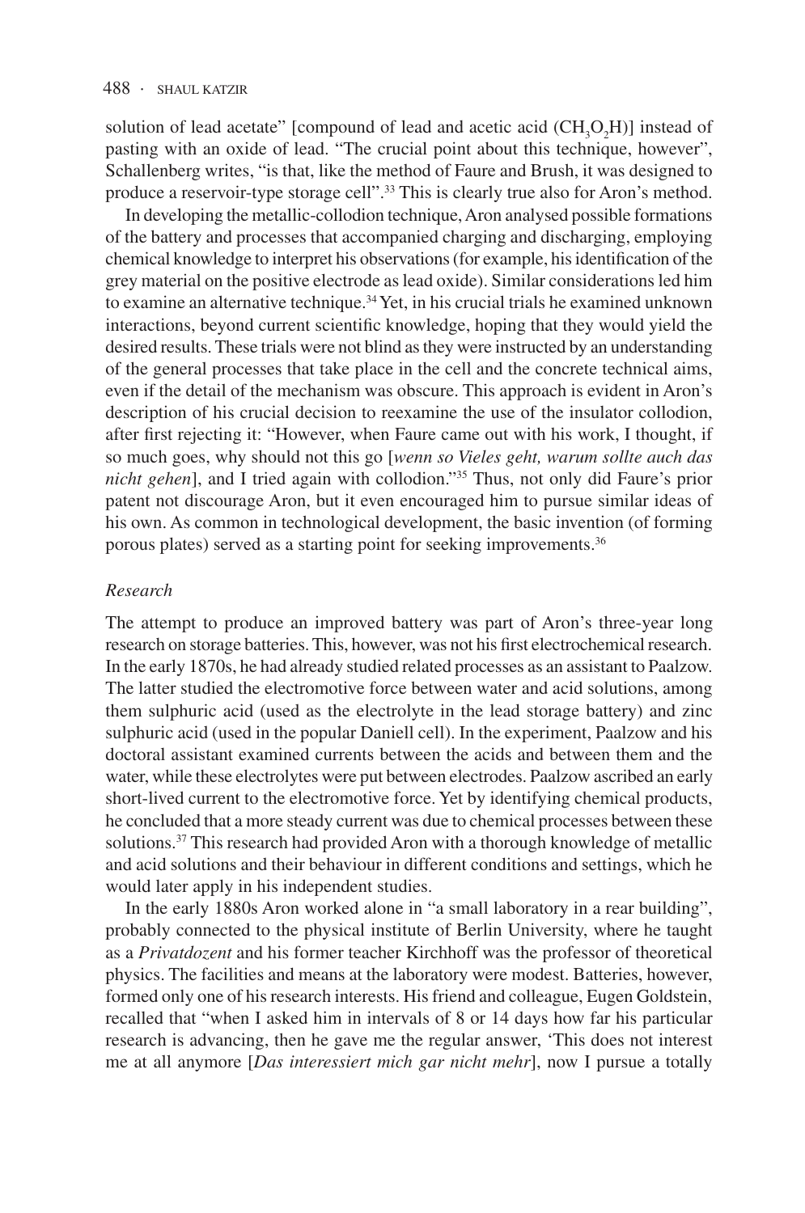solution of lead acetate" [compound of lead and acetic acid ($CH_3O_2H$)] instead of pasting with an oxide of lead. "The crucial point about this technique, however", Schallenberg writes, "is that, like the method of Faure and Brush, it was designed to produce a reservoir-type storage cell".[33] This is clearly true also for Aron's method.

In developing the metallic-collodion technique, Aron analysed possible formations of the battery and processes that accompanied charging and discharging, employing chemical knowledge to interpret his observations (for example, his identification of the grey material on the positive electrode as lead oxide). Similar considerations led him to examine an alternative technique.[34] Yet, in his crucial trials he examined unknown interactions, beyond current scientific knowledge, hoping that they would yield the desired results. These trials were not blind as they were instructed by an understanding of the general processes that take place in the cell and the concrete technical aims, even if the detail of the mechanism was obscure. This approach is evident in Aron's description of his crucial decision to reexamine the use of the insulator collodion, after first rejecting it: "However, when Faure came out with his work, I thought, if so much goes, why should not this go [*wenn so Vieles geht, warum sollte auch das nicht gehen*], and I tried again with collodion."[35] Thus, not only did Faure's prior patent not discourage Aron, but it even encouraged him to pursue similar ideas of his own. As common in technological development, the basic invention (of forming porous plates) served as a starting point for seeking improvements.[36]

### *Research*

The attempt to produce an improved battery was part of Aron's three-year long research on storage batteries. This, however, was not his first electrochemical research. In the early 1870s, he had already studied related processes as an assistant to Paalzow. The latter studied the electromotive force between water and acid solutions, among them sulphuric acid (used as the electrolyte in the lead storage battery) and zinc sulphuric acid (used in the popular Daniell cell). In the experiment, Paalzow and his doctoral assistant examined currents between the acids and between them and the water, while these electrolytes were put between electrodes. Paalzow ascribed an early short-lived current to the electromotive force. Yet by identifying chemical products, he concluded that a more steady current was due to chemical processes between these solutions.[37] This research had provided Aron with a thorough knowledge of metallic and acid solutions and their behaviour in different conditions and settings, which he would later apply in his independent studies.

In the early 1880s Aron worked alone in "a small laboratory in a rear building", probably connected to the physical institute of Berlin University, where he taught as a *Privatdozent* and his former teacher Kirchhoff was the professor of theoretical physics. The facilities and means at the laboratory were modest. Batteries, however, formed only one of his research interests. His friend and colleague, Eugen Goldstein, recalled that "when I asked him in intervals of 8 or 14 days how far his particular research is advancing, then he gave me the regular answer, 'This does not interest me at all anymore [*Das interessiert mich gar nicht mehr*], now I pursue a totally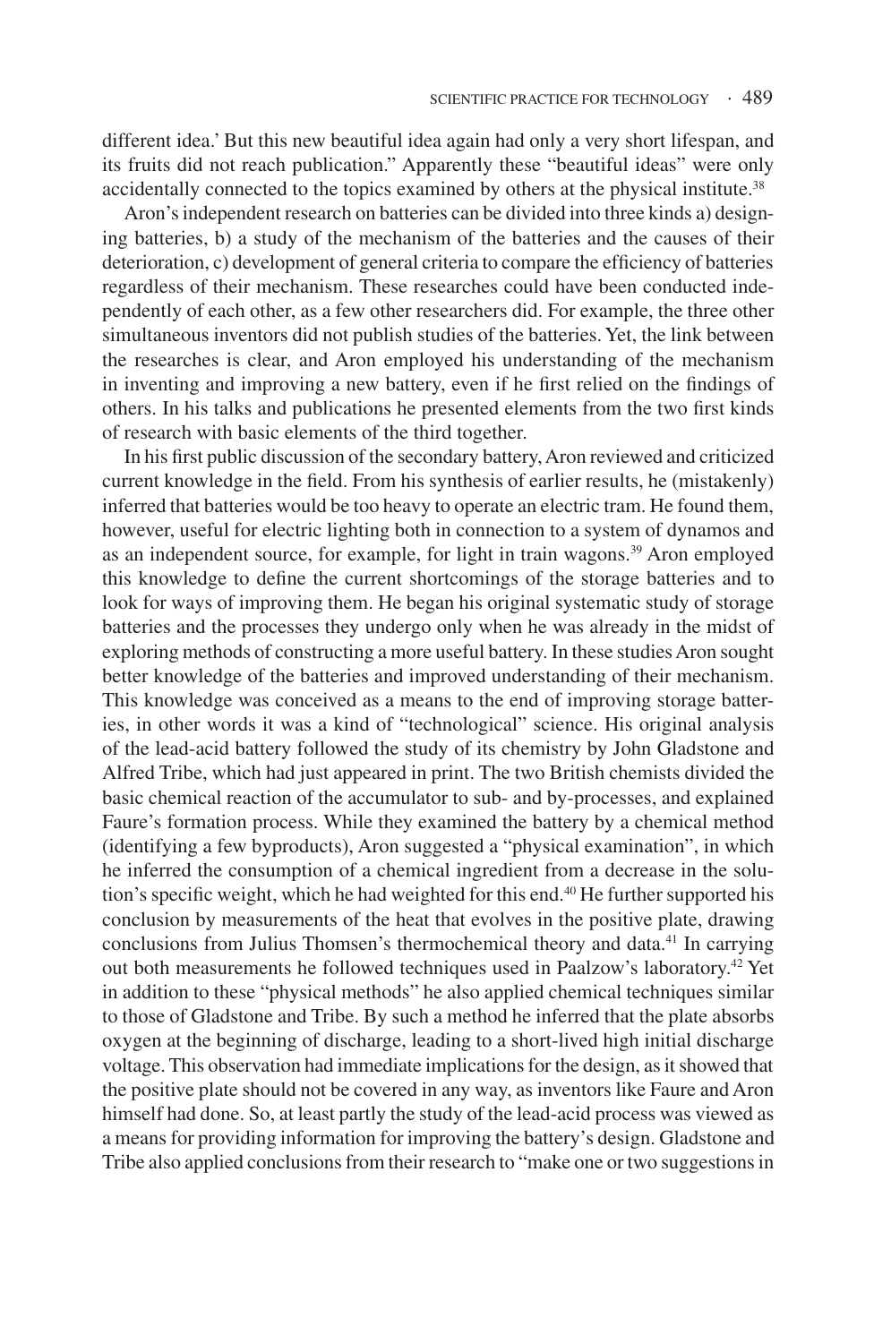different idea.' But this new beautiful idea again had only a very short lifespan, and its fruits did not reach publication." Apparently these "beautiful ideas" were only accidentally connected to the topics examined by others at the physical institute.[38]

Aron's independent research on batteries can be divided into three kinds a) designing batteries, b) a study of the mechanism of the batteries and the causes of their deterioration, c) development of general criteria to compare the efficiency of batteries regardless of their mechanism. These researches could have been conducted independently of each other, as a few other researchers did. For example, the three other simultaneous inventors did not publish studies of the batteries. Yet, the link between the researches is clear, and Aron employed his understanding of the mechanism in inventing and improving a new battery, even if he first relied on the findings of others. In his talks and publications he presented elements from the two first kinds of research with basic elements of the third together.

In his first public discussion of the secondary battery, Aron reviewed and criticized current knowledge in the field. From his synthesis of earlier results, he (mistakenly) inferred that batteries would be too heavy to operate an electric tram. He found them, however, useful for electric lighting both in connection to a system of dynamos and as an independent source, for example, for light in train wagons.[39] Aron employed this knowledge to define the current shortcomings of the storage batteries and to look for ways of improving them. He began his original systematic study of storage batteries and the processes they undergo only when he was already in the midst of exploring methods of constructing a more useful battery. In these studies Aron sought better knowledge of the batteries and improved understanding of their mechanism. This knowledge was conceived as a means to the end of improving storage batteries, in other words it was a kind of "technological" science. His original analysis of the lead-acid battery followed the study of its chemistry by John Gladstone and Alfred Tribe, which had just appeared in print. The two British chemists divided the basic chemical reaction of the accumulator to sub- and by-processes, and explained Faure's formation process. While they examined the battery by a chemical method (identifying a few byproducts), Aron suggested a "physical examination", in which he inferred the consumption of a chemical ingredient from a decrease in the solution's specific weight, which he had weighted for this end.[40] He further supported his conclusion by measurements of the heat that evolves in the positive plate, drawing conclusions from Julius Thomsen's thermochemical theory and data.[41] In carrying out both measurements he followed techniques used in Paalzow's laboratory.[42] Yet in addition to these "physical methods" he also applied chemical techniques similar to those of Gladstone and Tribe. By such a method he inferred that the plate absorbs oxygen at the beginning of discharge, leading to a short-lived high initial discharge voltage. This observation had immediate implications for the design, as it showed that the positive plate should not be covered in any way, as inventors like Faure and Aron himself had done. So, at least partly the study of the lead-acid process was viewed as a means for providing information for improving the battery's design. Gladstone and Tribe also applied conclusions from their research to "make one or two suggestions in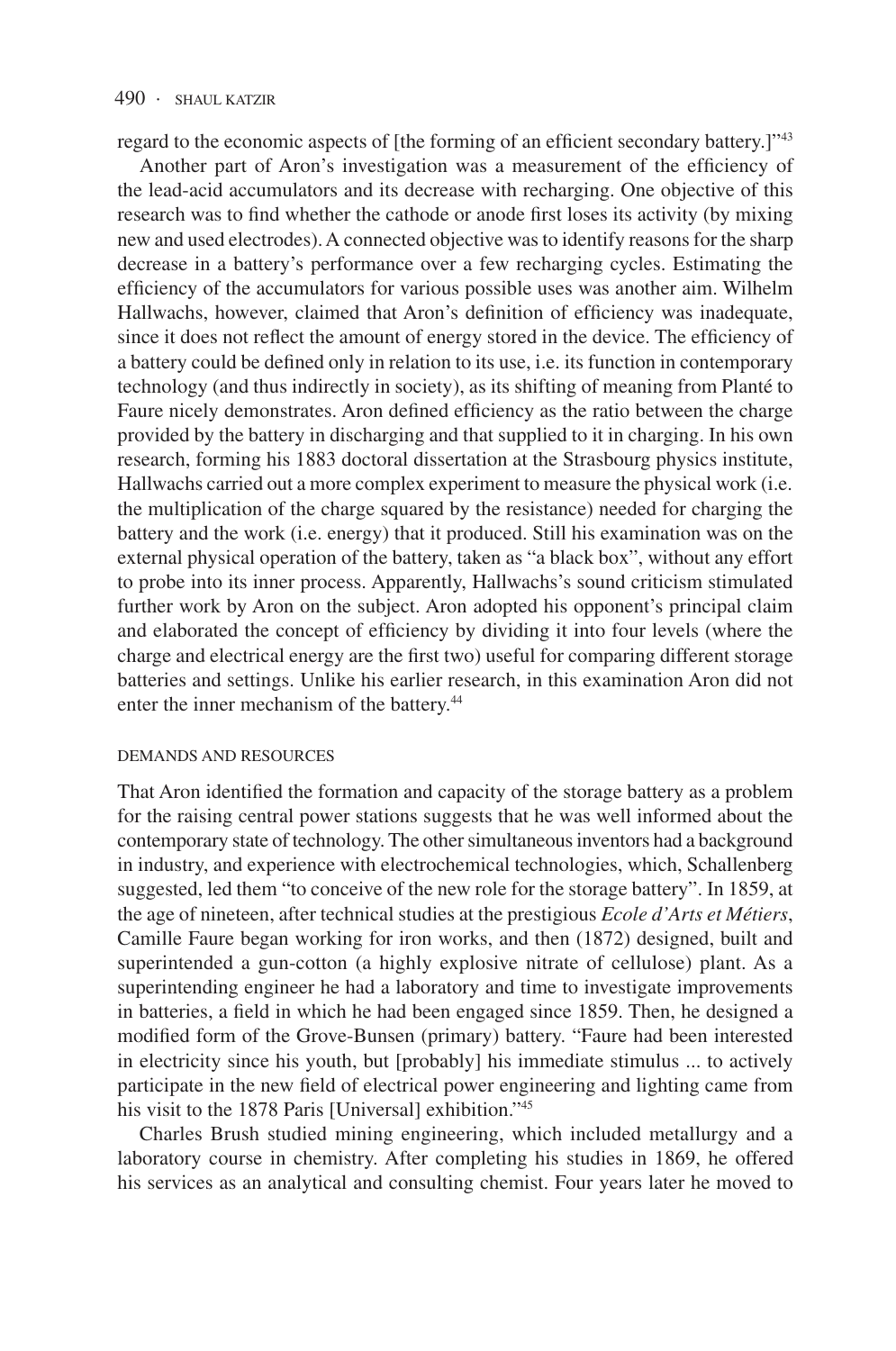regard to the economic aspects of [the forming of an efficient secondary battery.]"[43]

Another part of Aron's investigation was a measurement of the efficiency of the lead-acid accumulators and its decrease with recharging. One objective of this research was to find whether the cathode or anode first loses its activity (by mixing new and used electrodes). A connected objective was to identify reasons for the sharp decrease in a battery's performance over a few recharging cycles. Estimating the efficiency of the accumulators for various possible uses was another aim. Wilhelm Hallwachs, however, claimed that Aron's definition of efficiency was inadequate, since it does not reflect the amount of energy stored in the device. The efficiency of a battery could be defined only in relation to its use, i.e. its function in contemporary technology (and thus indirectly in society), as its shifting of meaning from Planté to Faure nicely demonstrates. Aron defined efficiency as the ratio between the charge provided by the battery in discharging and that supplied to it in charging. In his own research, forming his 1883 doctoral dissertation at the Strasbourg physics institute, Hallwachs carried out a more complex experiment to measure the physical work (i.e. the multiplication of the charge squared by the resistance) needed for charging the battery and the work (i.e. energy) that it produced. Still his examination was on the external physical operation of the battery, taken as "a black box", without any effort to probe into its inner process. Apparently, Hallwachs's sound criticism stimulated further work by Aron on the subject. Aron adopted his opponent's principal claim and elaborated the concept of efficiency by dividing it into four levels (where the charge and electrical energy are the first two) useful for comparing different storage batteries and settings. Unlike his earlier research, in this examination Aron did not enter the inner mechanism of the battery.[44]

## DEMANDS AND RESOURCES

That Aron identified the formation and capacity of the storage battery as a problem for the raising central power stations suggests that he was well informed about the contemporary state of technology. The other simultaneous inventors had a background in industry, and experience with electrochemical technologies, which, Schallenberg suggested, led them "to conceive of the new role for the storage battery". In 1859, at the age of nineteen, after technical studies at the prestigious *Ecole d'Arts et Métiers*, Camille Faure began working for iron works, and then (1872) designed, built and superintended a gun-cotton (a highly explosive nitrate of cellulose) plant. As a superintending engineer he had a laboratory and time to investigate improvements in batteries, a field in which he had been engaged since 1859. Then, he designed a modified form of the Grove-Bunsen (primary) battery. "Faure had been interested in electricity since his youth, but [probably] his immediate stimulus ... to actively participate in the new field of electrical power engineering and lighting came from his visit to the 1878 Paris [Universal] exhibition."[45]

Charles Brush studied mining engineering, which included metallurgy and a laboratory course in chemistry. After completing his studies in 1869, he offered his services as an analytical and consulting chemist. Four years later he moved to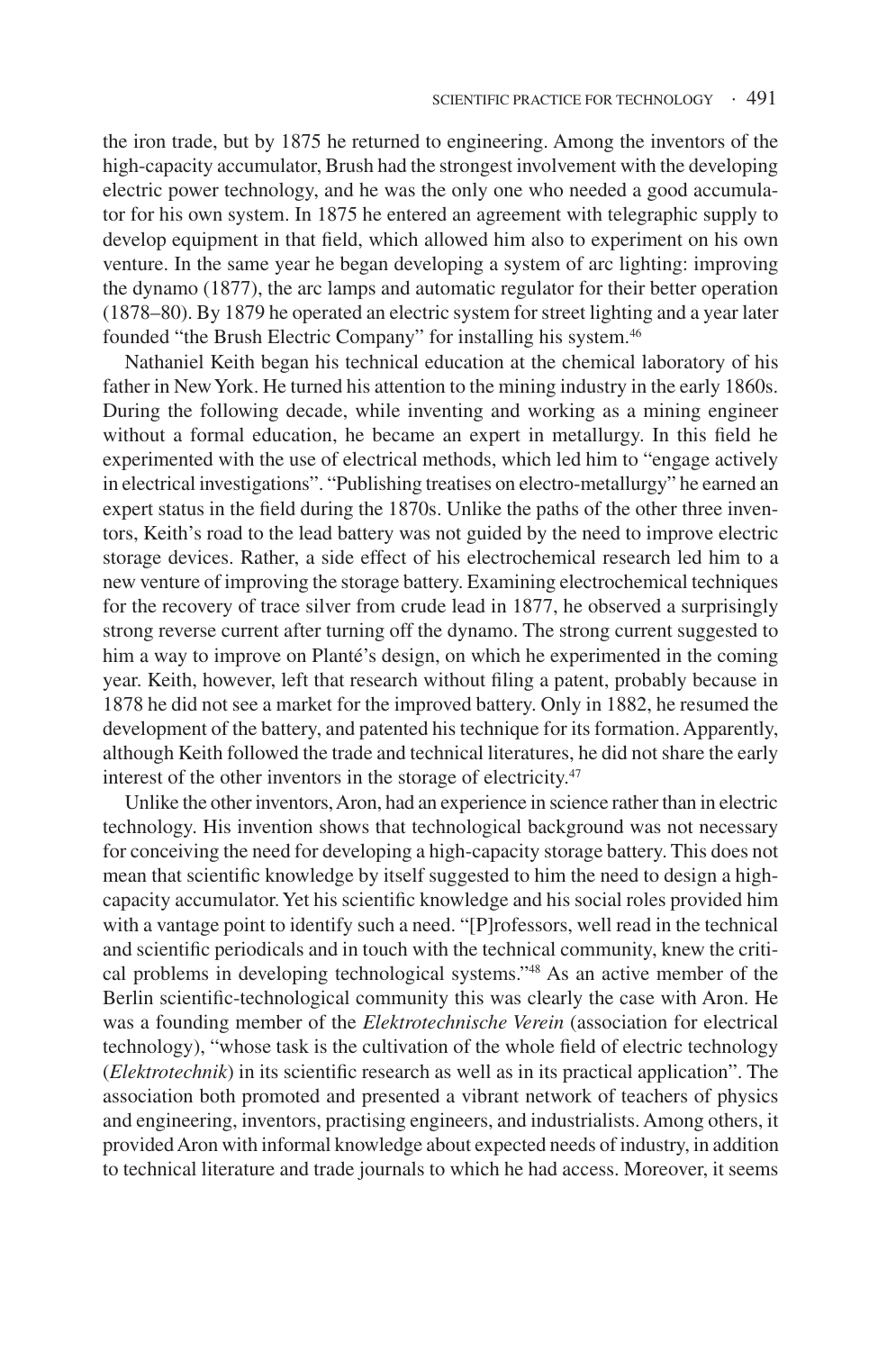the iron trade, but by 1875 he returned to engineering. Among the inventors of the high-capacity accumulator, Brush had the strongest involvement with the developing electric power technology, and he was the only one who needed a good accumulator for his own system. In 1875 he entered an agreement with telegraphic supply to develop equipment in that field, which allowed him also to experiment on his own venture. In the same year he began developing a system of arc lighting: improving the dynamo (1877), the arc lamps and automatic regulator for their better operation (1878–80). By 1879 he operated an electric system for street lighting and a year later founded "the Brush Electric Company" for installing his system.[46]

Nathaniel Keith began his technical education at the chemical laboratory of his father in New York. He turned his attention to the mining industry in the early 1860s. During the following decade, while inventing and working as a mining engineer without a formal education, he became an expert in metallurgy. In this field he experimented with the use of electrical methods, which led him to "engage actively in electrical investigations". "Publishing treatises on electro-metallurgy" he earned an expert status in the field during the 1870s. Unlike the paths of the other three inventors, Keith's road to the lead battery was not guided by the need to improve electric storage devices. Rather, a side effect of his electrochemical research led him to a new venture of improving the storage battery. Examining electrochemical techniques for the recovery of trace silver from crude lead in 1877, he observed a surprisingly strong reverse current after turning off the dynamo. The strong current suggested to him a way to improve on Planté's design, on which he experimented in the coming year. Keith, however, left that research without filing a patent, probably because in 1878 he did not see a market for the improved battery. Only in 1882, he resumed the development of the battery, and patented his technique for its formation. Apparently, although Keith followed the trade and technical literatures, he did not share the early interest of the other inventors in the storage of electricity.[47]

Unlike the other inventors, Aron, had an experience in science rather than in electric technology. His invention shows that technological background was not necessary for conceiving the need for developing a high-capacity storage battery. This does not mean that scientific knowledge by itself suggested to him the need to design a high-capacity accumulator. Yet his scientific knowledge and his social roles provided him with a vantage point to identify such a need. "[P]rofessors, well read in the technical and scientific periodicals and in touch with the technical community, knew the critical problems in developing technological systems."[48] As an active member of the Berlin scientific-technological community this was clearly the case with Aron. He was a founding member of the *Elektrotechnische Verein* (association for electrical technology), "whose task is the cultivation of the whole field of electric technology (*Elektrotechnik*) in its scientific research as well as in its practical application". The association both promoted and presented a vibrant network of teachers of physics and engineering, inventors, practising engineers, and industrialists. Among others, it provided Aron with informal knowledge about expected needs of industry, in addition to technical literature and trade journals to which he had access. Moreover, it seems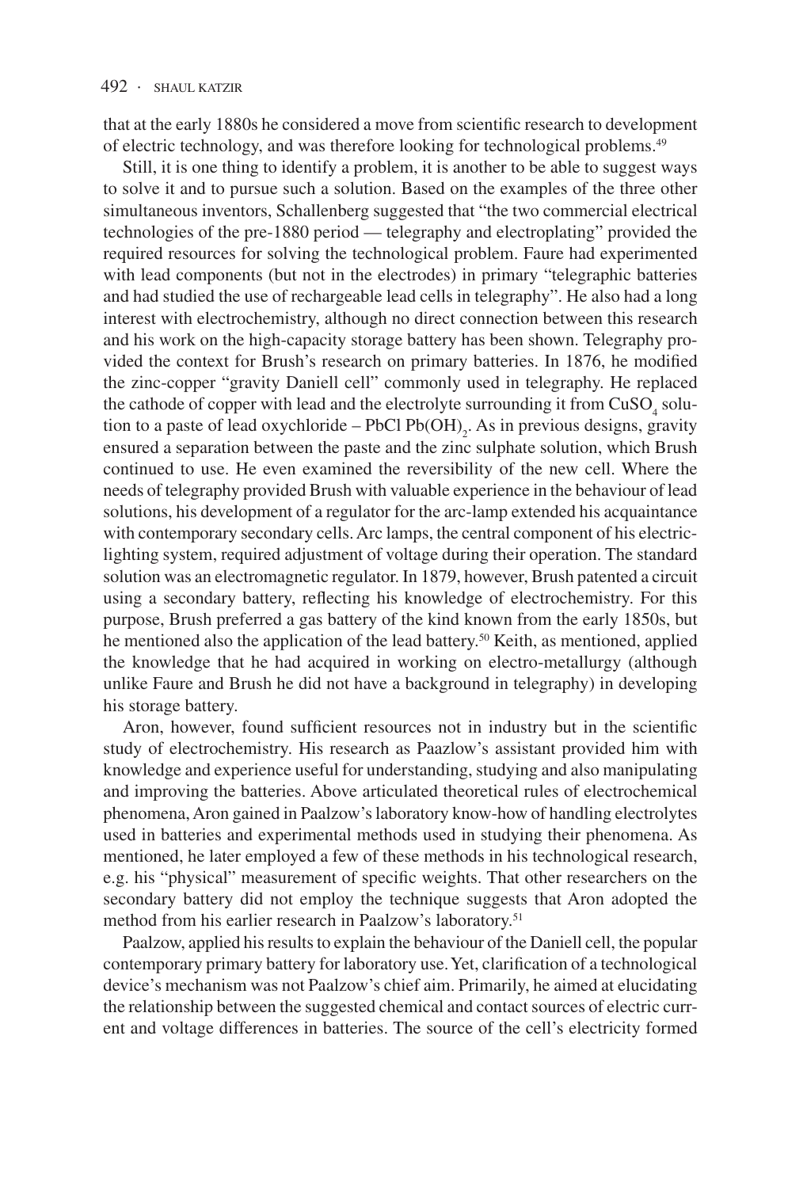that at the early 1880s he considered a move from scientific research to development of electric technology, and was therefore looking for technological problems.[49]

Still, it is one thing to identify a problem, it is another to be able to suggest ways to solve it and to pursue such a solution. Based on the examples of the three other simultaneous inventors, Schallenberg suggested that "the two commercial electrical technologies of the pre-1880 period — telegraphy and electroplating" provided the required resources for solving the technological problem. Faure had experimented with lead components (but not in the electrodes) in primary "telegraphic batteries and had studied the use of rechargeable lead cells in telegraphy". He also had a long interest with electrochemistry, although no direct connection between this research and his work on the high-capacity storage battery has been shown. Telegraphy provided the context for Brush's research on primary batteries. In 1876, he modified the zinc-copper "gravity Daniell cell" commonly used in telegraphy. He replaced the cathode of copper with lead and the electrolyte surrounding it from $CuSO_4$ solution to a paste of lead oxychloride – $PbCl\ Pb(OH)_2$. As in previous designs, gravity ensured a separation between the paste and the zinc sulphate solution, which Brush continued to use. He even examined the reversibility of the new cell. Where the needs of telegraphy provided Brush with valuable experience in the behaviour of lead solutions, his development of a regulator for the arc-lamp extended his acquaintance with contemporary secondary cells. Arc lamps, the central component of his electric-lighting system, required adjustment of voltage during their operation. The standard solution was an electromagnetic regulator. In 1879, however, Brush patented a circuit using a secondary battery, reflecting his knowledge of electrochemistry. For this purpose, Brush preferred a gas battery of the kind known from the early 1850s, but he mentioned also the application of the lead battery.[50] Keith, as mentioned, applied the knowledge that he had acquired in working on electro-metallurgy (although unlike Faure and Brush he did not have a background in telegraphy) in developing his storage battery.

Aron, however, found sufficient resources not in industry but in the scientific study of electrochemistry. His research as Paazlow's assistant provided him with knowledge and experience useful for understanding, studying and also manipulating and improving the batteries. Above articulated theoretical rules of electrochemical phenomena, Aron gained in Paalzow's laboratory know-how of handling electrolytes used in batteries and experimental methods used in studying their phenomena. As mentioned, he later employed a few of these methods in his technological research, e.g. his "physical" measurement of specific weights. That other researchers on the secondary battery did not employ the technique suggests that Aron adopted the method from his earlier research in Paalzow's laboratory.[51]

Paalzow, applied his results to explain the behaviour of the Daniell cell, the popular contemporary primary battery for laboratory use. Yet, clarification of a technological device's mechanism was not Paalzow's chief aim. Primarily, he aimed at elucidating the relationship between the suggested chemical and contact sources of electric current and voltage differences in batteries. The source of the cell's electricity formed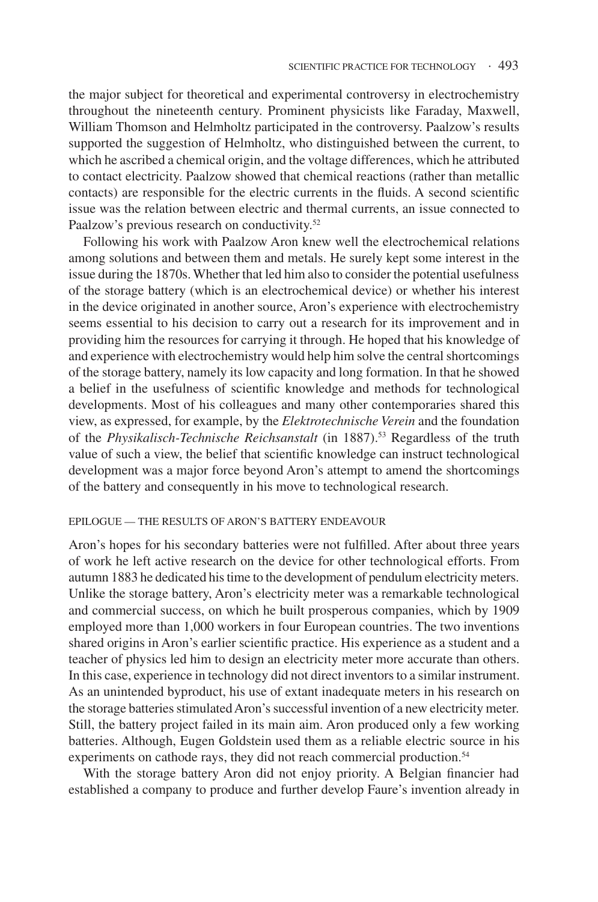the major subject for theoretical and experimental controversy in electrochemistry throughout the nineteenth century. Prominent physicists like Faraday, Maxwell, William Thomson and Helmholtz participated in the controversy. Paalzow's results supported the suggestion of Helmholtz, who distinguished between the current, to which he ascribed a chemical origin, and the voltage differences, which he attributed to contact electricity. Paalzow showed that chemical reactions (rather than metallic contacts) are responsible for the electric currents in the fluids. A second scientific issue was the relation between electric and thermal currents, an issue connected to Paalzow's previous research on conductivity.[52]

Following his work with Paalzow Aron knew well the electrochemical relations among solutions and between them and metals. He surely kept some interest in the issue during the 1870s. Whether that led him also to consider the potential usefulness of the storage battery (which is an electrochemical device) or whether his interest in the device originated in another source, Aron's experience with electrochemistry seems essential to his decision to carry out a research for its improvement and in providing him the resources for carrying it through. He hoped that his knowledge of and experience with electrochemistry would help him solve the central shortcomings of the storage battery, namely its low capacity and long formation. In that he showed a belief in the usefulness of scientific knowledge and methods for technological developments. Most of his colleagues and many other contemporaries shared this view, as expressed, for example, by the *Elektrotechnische Verein* and the foundation of the *Physikalisch-Technische Reichsanstalt* (in 1887).[53] Regardless of the truth value of such a view, the belief that scientific knowledge can instruct technological development was a major force beyond Aron's attempt to amend the shortcomings of the battery and consequently in his move to technological research.

## EPILOGUE — THE RESULTS OF ARON'S BATTERY ENDEAVOUR

Aron's hopes for his secondary batteries were not fulfilled. After about three years of work he left active research on the device for other technological efforts. From autumn 1883 he dedicated his time to the development of pendulum electricity meters. Unlike the storage battery, Aron's electricity meter was a remarkable technological and commercial success, on which he built prosperous companies, which by 1909 employed more than 1,000 workers in four European countries. The two inventions shared origins in Aron's earlier scientific practice. His experience as a student and a teacher of physics led him to design an electricity meter more accurate than others. In this case, experience in technology did not direct inventors to a similar instrument. As an unintended byproduct, his use of extant inadequate meters in his research on the storage batteries stimulated Aron's successful invention of a new electricity meter. Still, the battery project failed in its main aim. Aron produced only a few working batteries. Although, Eugen Goldstein used them as a reliable electric source in his experiments on cathode rays, they did not reach commercial production.[54]

With the storage battery Aron did not enjoy priority. A Belgian financier had established a company to produce and further develop Faure's invention already in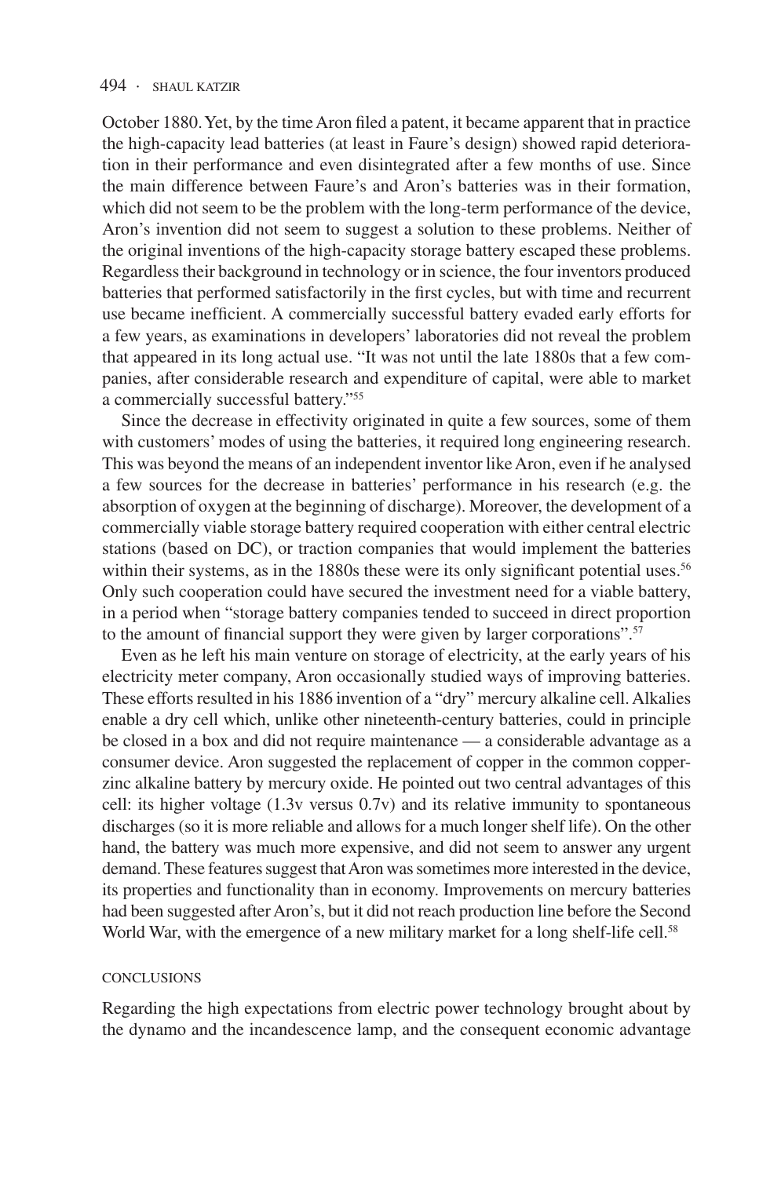October 1880. Yet, by the time Aron filed a patent, it became apparent that in practice the high-capacity lead batteries (at least in Faure's design) showed rapid deterioration in their performance and even disintegrated after a few months of use. Since the main difference between Faure's and Aron's batteries was in their formation, which did not seem to be the problem with the long-term performance of the device, Aron's invention did not seem to suggest a solution to these problems. Neither of the original inventions of the high-capacity storage battery escaped these problems. Regardless their background in technology or in science, the four inventors produced batteries that performed satisfactorily in the first cycles, but with time and recurrent use became inefficient. A commercially successful battery evaded early efforts for a few years, as examinations in developers' laboratories did not reveal the problem that appeared in its long actual use. "It was not until the late 1880s that a few companies, after considerable research and expenditure of capital, were able to market a commercially successful battery."[55]

Since the decrease in effectivity originated in quite a few sources, some of them with customers' modes of using the batteries, it required long engineering research. This was beyond the means of an independent inventor like Aron, even if he analysed a few sources for the decrease in batteries' performance in his research (e.g. the absorption of oxygen at the beginning of discharge). Moreover, the development of a commercially viable storage battery required cooperation with either central electric stations (based on DC), or traction companies that would implement the batteries within their systems, as in the 1880s these were its only significant potential uses.[56] Only such cooperation could have secured the investment need for a viable battery, in a period when "storage battery companies tended to succeed in direct proportion to the amount of financial support they were given by larger corporations".[57]

Even as he left his main venture on storage of electricity, at the early years of his electricity meter company, Aron occasionally studied ways of improving batteries. These efforts resulted in his 1886 invention of a "dry" mercury alkaline cell. Alkalies enable a dry cell which, unlike other nineteenth-century batteries, could in principle be closed in a box and did not require maintenance — a considerable advantage as a consumer device. Aron suggested the replacement of copper in the common copper-zinc alkaline battery by mercury oxide. He pointed out two central advantages of this cell: its higher voltage (1.3v versus 0.7v) and its relative immunity to spontaneous discharges (so it is more reliable and allows for a much longer shelf life). On the other hand, the battery was much more expensive, and did not seem to answer any urgent demand. These features suggest that Aron was sometimes more interested in the device, its properties and functionality than in economy. Improvements on mercury batteries had been suggested after Aron's, but it did not reach production line before the Second World War, with the emergence of a new military market for a long shelf-life cell.[58]

## CONCLUSIONS

Regarding the high expectations from electric power technology brought about by the dynamo and the incandescence lamp, and the consequent economic advantage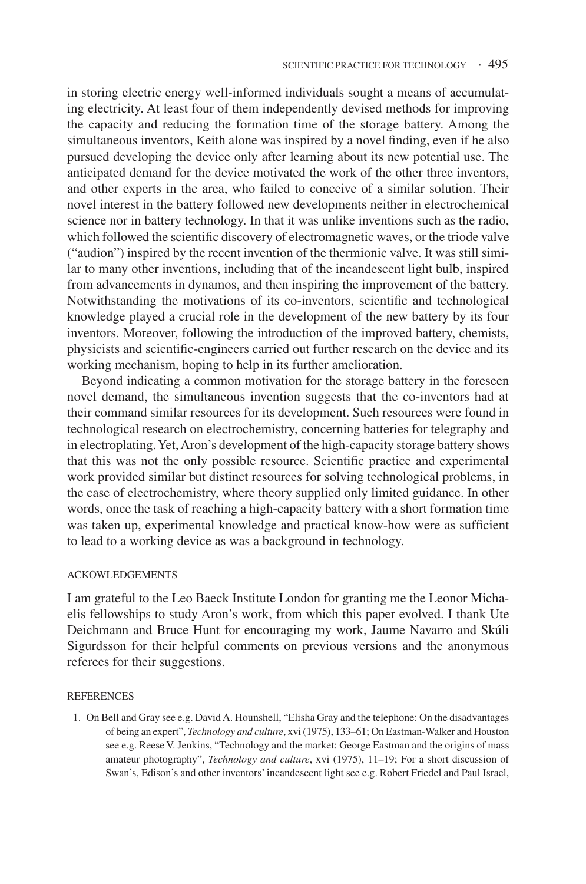in storing electric energy well-informed individuals sought a means of accumulating electricity. At least four of them independently devised methods for improving the capacity and reducing the formation time of the storage battery. Among the simultaneous inventors, Keith alone was inspired by a novel finding, even if he also pursued developing the device only after learning about its new potential use. The anticipated demand for the device motivated the work of the other three inventors, and other experts in the area, who failed to conceive of a similar solution. Their novel interest in the battery followed new developments neither in electrochemical science nor in battery technology. In that it was unlike inventions such as the radio, which followed the scientific discovery of electromagnetic waves, or the triode valve ("audion") inspired by the recent invention of the thermionic valve. It was still similar to many other inventions, including that of the incandescent light bulb, inspired from advancements in dynamos, and then inspiring the improvement of the battery. Notwithstanding the motivations of its co-inventors, scientific and technological knowledge played a crucial role in the development of the new battery by its four inventors. Moreover, following the introduction of the improved battery, chemists, physicists and scientific-engineers carried out further research on the device and its working mechanism, hoping to help in its further amelioration.

Beyond indicating a common motivation for the storage battery in the foreseen novel demand, the simultaneous invention suggests that the co-inventors had at their command similar resources for its development. Such resources were found in technological research on electrochemistry, concerning batteries for telegraphy and in electroplating. Yet, Aron's development of the high-capacity storage battery shows that this was not the only possible resource. Scientific practice and experimental work provided similar but distinct resources for solving technological problems, in the case of electrochemistry, where theory supplied only limited guidance. In other words, once the task of reaching a high-capacity battery with a short formation time was taken up, experimental knowledge and practical know-how were as sufficient to lead to a working device as was a background in technology.

## ACKOWLEDGEMENTS

I am grateful to the Leo Baeck Institute London for granting me the Leonor Michaelis fellowships to study Aron's work, from which this paper evolved. I thank Ute Deichmann and Bruce Hunt for encouraging my work, Jaume Navarro and Skúli Sigurdsson for their helpful comments on previous versions and the anonymous referees for their suggestions.

## REFERENCES

1. On Bell and Gray see e.g. David A. Hounshell, "Elisha Gray and the telephone: On the disadvantages of being an expert", *Technology and culture*, xvi (1975), 133–61; On Eastman-Walker and Houston see e.g. Reese V. Jenkins, "Technology and the market: George Eastman and the origins of mass amateur photography", *Technology and culture*, xvi (1975), 11–19; For a short discussion of Swan's, Edison's and other inventors' incandescent light see e.g. Robert Friedel and Paul Israel,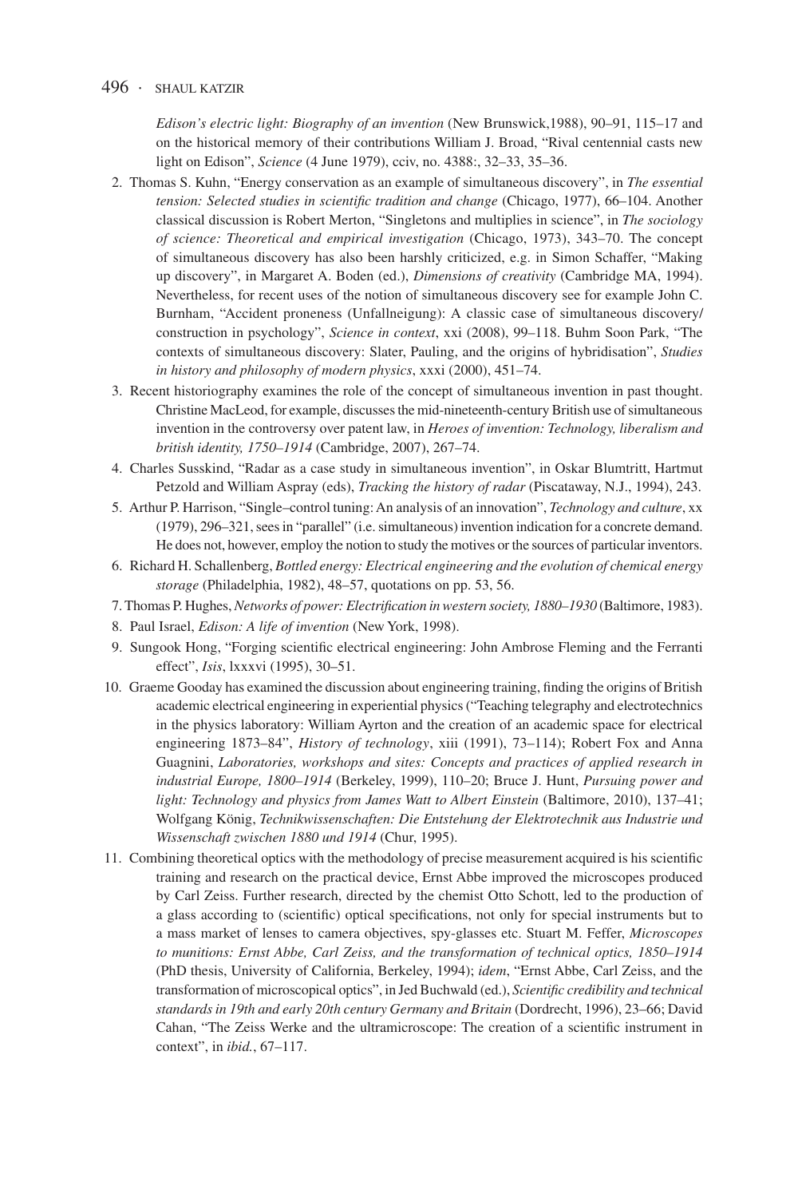*Edison's electric light: Biography of an invention* (New Brunswick,1988), 90–91, 115–17 and on the historical memory of their contributions William J. Broad, "Rival centennial casts new light on Edison", *Science* (4 June 1979), cciv, no. 4388:, 32–33, 35–36.

2. Thomas S. Kuhn, "Energy conservation as an example of simultaneous discovery", in *The essential tension: Selected studies in scientific tradition and change* (Chicago, 1977), 66–104. Another classical discussion is Robert Merton, "Singletons and multiplies in science", in *The sociology of science: Theoretical and empirical investigation* (Chicago, 1973), 343–70. The concept of simultaneous discovery has also been harshly criticized, e.g. in Simon Schaffer, "Making up discovery", in Margaret A. Boden (ed.), *Dimensions of creativity* (Cambridge MA, 1994). Nevertheless, for recent uses of the notion of simultaneous discovery see for example John C. Burnham, "Accident proneness (Unfallneigung): A classic case of simultaneous discovery/construction in psychology", *Science in context*, xxi (2008), 99–118. Buhm Soon Park, "The contexts of simultaneous discovery: Slater, Pauling, and the origins of hybridisation", *Studies in history and philosophy of modern physics*, xxxi (2000), 451–74.
3. Recent historiography examines the role of the concept of simultaneous invention in past thought. Christine MacLeod, for example, discusses the mid-nineteenth-century British use of simultaneous invention in the controversy over patent law, in *Heroes of invention: Technology, liberalism and british identity, 1750–1914* (Cambridge, 2007), 267–74.
4. Charles Susskind, "Radar as a case study in simultaneous invention", in Oskar Blumtritt, Hartmut Petzold and William Aspray (eds), *Tracking the history of radar* (Piscataway, N.J., 1994), 243.
5. Arthur P. Harrison, "Single–control tuning: An analysis of an innovation", *Technology and culture*, xx (1979), 296–321, sees in "parallel" (i.e. simultaneous) invention indication for a concrete demand. He does not, however, employ the notion to study the motives or the sources of particular inventors.
6. Richard H. Schallenberg, *Bottled energy: Electrical engineering and the evolution of chemical energy storage* (Philadelphia, 1982), 48–57, quotations on pp. 53, 56.
7. Thomas P. Hughes, *Networks of power: Electrification in western society, 1880–1930* (Baltimore, 1983).
8. Paul Israel, *Edison: A life of invention* (New York, 1998).
9. Sungook Hong, "Forging scientific electrical engineering: John Ambrose Fleming and the Ferranti effect", *Isis*, lxxxvi (1995), 30–51.
10. Graeme Gooday has examined the discussion about engineering training, finding the origins of British academic electrical engineering in experiential physics ("Teaching telegraphy and electrotechnics in the physics laboratory: William Ayrton and the creation of an academic space for electrical engineering 1873–84", *History of technology*, xiii (1991), 73–114); Robert Fox and Anna Guagnini, *Laboratories, workshops and sites: Concepts and practices of applied research in industrial Europe, 1800–1914* (Berkeley, 1999), 110–20; Bruce J. Hunt, *Pursuing power and light: Technology and physics from James Watt to Albert Einstein* (Baltimore, 2010), 137–41; Wolfgang König, *Technikwissenschaften: Die Entstehung der Elektrotechnik aus Industrie und Wissenschaft zwischen 1880 und 1914* (Chur, 1995).
11. Combining theoretical optics with the methodology of precise measurement acquired is his scientific training and research on the practical device, Ernst Abbe improved the microscopes produced by Carl Zeiss. Further research, directed by the chemist Otto Schott, led to the production of a glass according to (scientific) optical specifications, not only for special instruments but to a mass market of lenses to camera objectives, spy-glasses etc. Stuart M. Feffer, *Microscopes to munitions: Ernst Abbe, Carl Zeiss, and the transformation of technical optics, 1850–1914* (PhD thesis, University of California, Berkeley, 1994); *idem*, "Ernst Abbe, Carl Zeiss, and the transformation of microscopical optics", in Jed Buchwald (ed.), *Scientific credibility and technical standards in 19th and early 20th century Germany and Britain* (Dordrecht, 1996), 23–66; David Cahan, "The Zeiss Werke and the ultramicroscope: The creation of a scientific instrument in context", in *ibid.*, 67–117.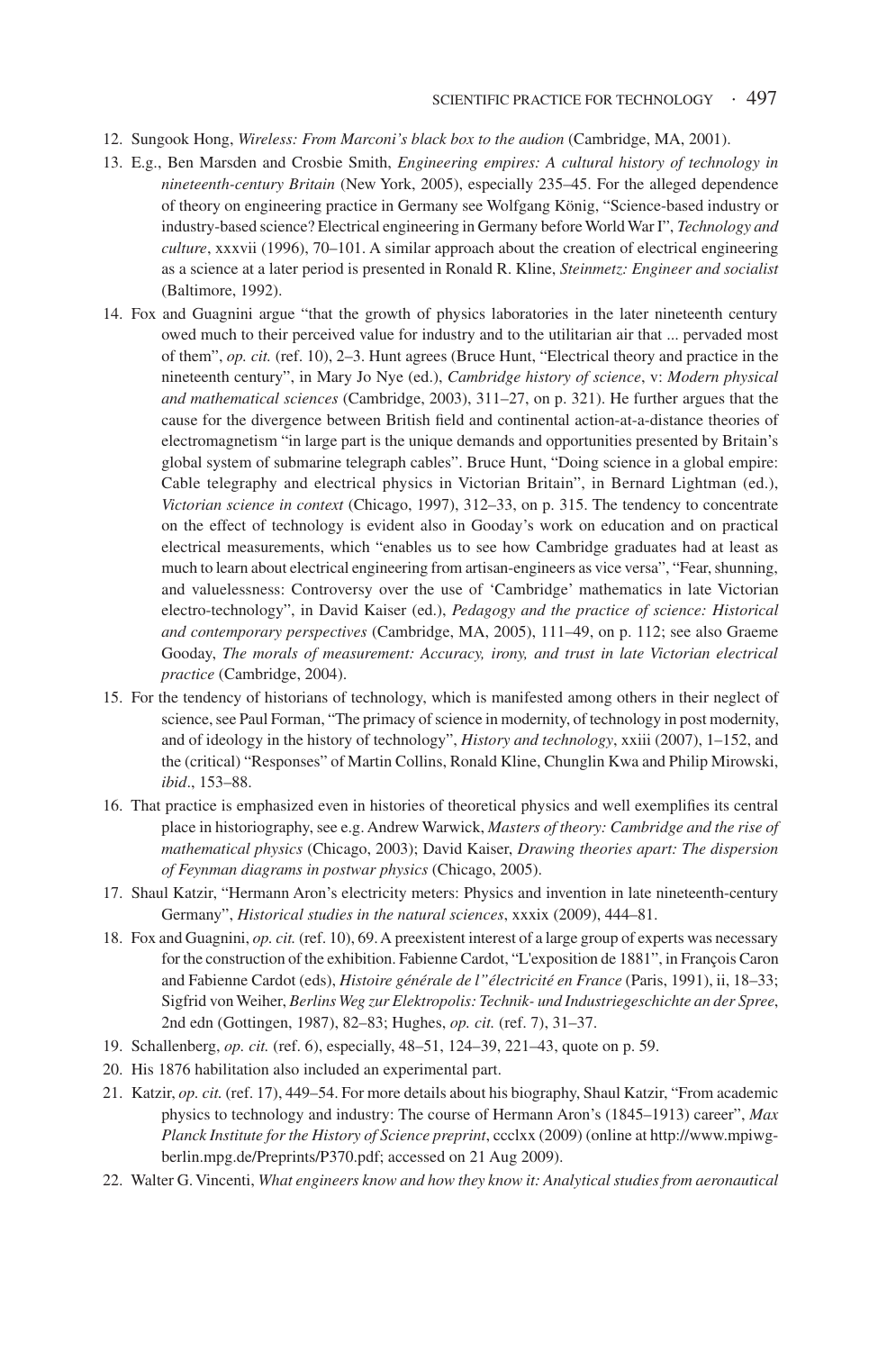12. Sungook Hong, *Wireless: From Marconi's black box to the audion* (Cambridge, MA, 2001).
13. E.g., Ben Marsden and Crosbie Smith, *Engineering empires: A cultural history of technology in nineteenth-century Britain* (New York, 2005), especially 235–45. For the alleged dependence of theory on engineering practice in Germany see Wolfgang König, "Science-based industry or industry-based science? Electrical engineering in Germany before World War I", *Technology and culture*, xxxvii (1996), 70–101. A similar approach about the creation of electrical engineering as a science at a later period is presented in Ronald R. Kline, *Steinmetz: Engineer and socialist* (Baltimore, 1992).
14. Fox and Guagnini argue "that the growth of physics laboratories in the later nineteenth century owed much to their perceived value for industry and to the utilitarian air that ... pervaded most of them", *op. cit.* (ref. 10), 2–3. Hunt agrees (Bruce Hunt, "Electrical theory and practice in the nineteenth century", in Mary Jo Nye (ed.), *Cambridge history of science*, v: *Modern physical and mathematical sciences* (Cambridge, 2003), 311–27, on p. 321). He further argues that the cause for the divergence between British field and continental action-at-a-distance theories of electromagnetism "in large part is the unique demands and opportunities presented by Britain's global system of submarine telegraph cables". Bruce Hunt, "Doing science in a global empire: Cable telegraphy and electrical physics in Victorian Britain", in Bernard Lightman (ed.), *Victorian science in context* (Chicago, 1997), 312–33, on p. 315. The tendency to concentrate on the effect of technology is evident also in Gooday's work on education and on practical electrical measurements, which "enables us to see how Cambridge graduates had at least as much to learn about electrical engineering from artisan-engineers as vice versa", "Fear, shunning, and valuelessness: Controversy over the use of 'Cambridge' mathematics in late Victorian electro-technology", in David Kaiser (ed.), *Pedagogy and the practice of science: Historical and contemporary perspectives* (Cambridge, MA, 2005), 111–49, on p. 112; see also Graeme Gooday, *The morals of measurement: Accuracy, irony, and trust in late Victorian electrical practice* (Cambridge, 2004).
15. For the tendency of historians of technology, which is manifested among others in their neglect of science, see Paul Forman, "The primacy of science in modernity, of technology in post modernity, and of ideology in the history of technology", *History and technology*, xxiii (2007), 1–152, and the (critical) "Responses" of Martin Collins, Ronald Kline, Chunglin Kwa and Philip Mirowski, *ibid*., 153–88.
16. That practice is emphasized even in histories of theoretical physics and well exemplifies its central place in historiography, see e.g. Andrew Warwick, *Masters of theory: Cambridge and the rise of mathematical physics* (Chicago, 2003); David Kaiser, *Drawing theories apart: The dispersion of Feynman diagrams in postwar physics* (Chicago, 2005).
17. Shaul Katzir, "Hermann Aron's electricity meters: Physics and invention in late nineteenth-century Germany", *Historical studies in the natural sciences*, xxxix (2009), 444–81.
18. Fox and Guagnini, *op. cit.* (ref. 10), 69. A preexistent interest of a large group of experts was necessary for the construction of the exhibition. Fabienne Cardot, "L'exposition de 1881", in François Caron and Fabienne Cardot (eds), *Histoire générale de l'"électricité en France* (Paris, 1991), ii, 18–33; Sigfrid von Weiher, *Berlins Weg zur Elektropolis: Technik- und Industriegeschichte an der Spree*, 2nd edn (Gottingen, 1987), 82–83; Hughes, *op. cit.* (ref. 7), 31–37.
19. Schallenberg, *op. cit.* (ref. 6), especially, 48–51, 124–39, 221–43, quote on p. 59.
20. His 1876 habilitation also included an experimental part.
21. Katzir, *op. cit.* (ref. 17), 449–54. For more details about his biography, Shaul Katzir, "From academic physics to technology and industry: The course of Hermann Aron's (1845–1913) career", *Max Planck Institute for the History of Science preprint*, ccclxx (2009) (online at http://www.mpiwg-berlin.mpg.de/Preprints/P370.pdf; accessed on 21 Aug 2009).
22. Walter G. Vincenti, *What engineers know and how they know it: Analytical studies from aeronautical*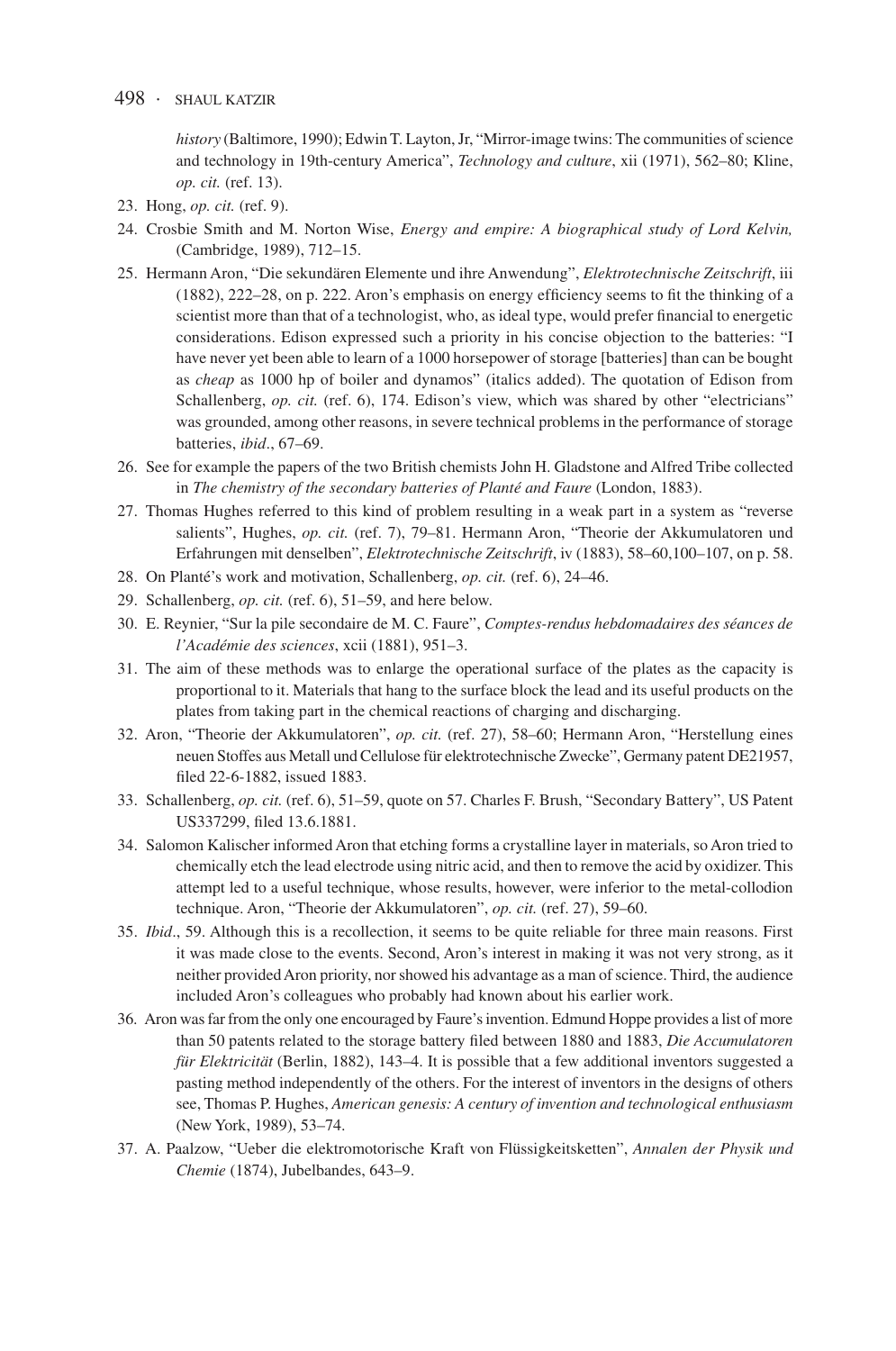*history* (Baltimore, 1990); Edwin T. Layton, Jr, "Mirror-image twins: The communities of science and technology in 19th-century America", *Technology and culture*, xii (1971), 562–80; Kline, *op. cit.* (ref. 13).

23. Hong, *op. cit.* (ref. 9).
24. Crosbie Smith and M. Norton Wise, *Energy and empire: A biographical study of Lord Kelvin,* (Cambridge, 1989), 712–15.
25. Hermann Aron, "Die sekundären Elemente und ihre Anwendung", *Elektrotechnische Zeitschrift*, iii (1882), 222–28, on p. 222. Aron's emphasis on energy efficiency seems to fit the thinking of a scientist more than that of a technologist, who, as ideal type, would prefer financial to energetic considerations. Edison expressed such a priority in his concise objection to the batteries: "I have never yet been able to learn of a 1000 horsepower of storage [batteries] than can be bought as *cheap* as 1000 hp of boiler and dynamos" (italics added). The quotation of Edison from Schallenberg, *op. cit.* (ref. 6), 174. Edison's view, which was shared by other "electricians" was grounded, among other reasons, in severe technical problems in the performance of storage batteries, *ibid*., 67–69.
26. See for example the papers of the two British chemists John H. Gladstone and Alfred Tribe collected in *The chemistry of the secondary batteries of Planté and Faure* (London, 1883).
27. Thomas Hughes referred to this kind of problem resulting in a weak part in a system as "reverse salients", Hughes, *op. cit.* (ref. 7), 79–81. Hermann Aron, "Theorie der Akkumulatoren und Erfahrungen mit denselben", *Elektrotechnische Zeitschrift*, iv (1883), 58–60,100–107, on p. 58.
28. On Planté's work and motivation, Schallenberg, *op. cit.* (ref. 6), 24–46.
29. Schallenberg, *op. cit.* (ref. 6), 51–59, and here below.
30. E. Reynier, "Sur la pile secondaire de M. C. Faure", *Comptes-rendus hebdomadaires des séances de l'Académie des sciences*, xcii (1881), 951–3.
31. The aim of these methods was to enlarge the operational surface of the plates as the capacity is proportional to it. Materials that hang to the surface block the lead and its useful products on the plates from taking part in the chemical reactions of charging and discharging.
32. Aron, "Theorie der Akkumulatoren", *op. cit.* (ref. 27), 58–60; Hermann Aron, "Herstellung eines neuen Stoffes aus Metall und Cellulose für elektrotechnische Zwecke", Germany patent DE21957, filed 22-6-1882, issued 1883.
33. Schallenberg, *op. cit.* (ref. 6), 51–59, quote on 57. Charles F. Brush, "Secondary Battery", US Patent US337299, filed 13.6.1881.
34. Salomon Kalischer informed Aron that etching forms a crystalline layer in materials, so Aron tried to chemically etch the lead electrode using nitric acid, and then to remove the acid by oxidizer. This attempt led to a useful technique, whose results, however, were inferior to the metal-collodion technique. Aron, "Theorie der Akkumulatoren", *op. cit.* (ref. 27), 59–60.
35. *Ibid*., 59. Although this is a recollection, it seems to be quite reliable for three main reasons. First it was made close to the events. Second, Aron's interest in making it was not very strong, as it neither provided Aron priority, nor showed his advantage as a man of science. Third, the audience included Aron's colleagues who probably had known about his earlier work.
36. Aron was far from the only one encouraged by Faure's invention. Edmund Hoppe provides a list of more than 50 patents related to the storage battery filed between 1880 and 1883, *Die Accumulatoren für Elektricität* (Berlin, 1882), 143–4. It is possible that a few additional inventors suggested a pasting method independently of the others. For the interest of inventors in the designs of others see, Thomas P. Hughes, *American genesis: A century of invention and technological enthusiasm* (New York, 1989), 53–74.
37. A. Paalzow, "Ueber die elektromotorische Kraft von Flüssigkeitsketten", *Annalen der Physik und Chemie* (1874), Jubelbandes, 643–9.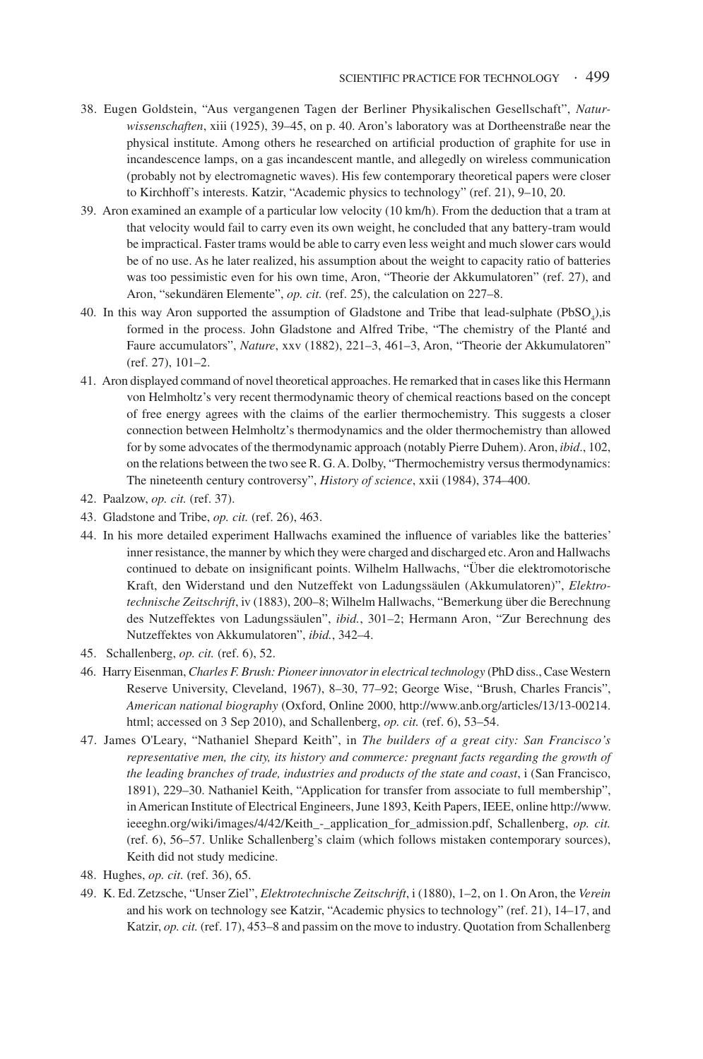38. Eugen Goldstein, "Aus vergangenen Tagen der Berliner Physikalischen Gesellschaft", *Naturwissenschaften*, xiii (1925), 39–45, on p. 40. Aron's laboratory was at Dortheenstraße near the physical institute. Among others he researched on artificial production of graphite for use in incandescence lamps, on a gas incandescent mantle, and allegedly on wireless communication (probably not by electromagnetic waves). His few contemporary theoretical papers were closer to Kirchhoff's interests. Katzir, "Academic physics to technology" (ref. 21), 9–10, 20.

39. Aron examined an example of a particular low velocity (10 km/h). From the deduction that a tram at that velocity would fail to carry even its own weight, he concluded that any battery-tram would be impractical. Faster trams would be able to carry even less weight and much slower cars would be of no use. As he later realized, his assumption about the weight to capacity ratio of batteries was too pessimistic even for his own time, Aron, "Theorie der Akkumulatoren" (ref. 27), and Aron, "sekundären Elemente", *op. cit.* (ref. 25), the calculation on 227–8.

40. In this way Aron supported the assumption of Gladstone and Tribe that lead-sulphate ($PbSO_4$),is formed in the process. John Gladstone and Alfred Tribe, "The chemistry of the Planté and Faure accumulators", *Nature*, xxv (1882), 221–3, 461–3, Aron, "Theorie der Akkumulatoren" (ref. 27), 101–2.

41. Aron displayed command of novel theoretical approaches. He remarked that in cases like this Hermann von Helmholtz's very recent thermodynamic theory of chemical reactions based on the concept of free energy agrees with the claims of the earlier thermochemistry. This suggests a closer connection between Helmholtz's thermodynamics and the older thermochemistry than allowed for by some advocates of the thermodynamic approach (notably Pierre Duhem). Aron, *ibid*., 102, on the relations between the two see R. G. A. Dolby, "Thermochemistry versus thermodynamics: The nineteenth century controversy", *History of science*, xxii (1984), 374–400.

42. Paalzow, *op. cit.* (ref. 37).

43. Gladstone and Tribe, *op. cit.* (ref. 26), 463.

44. In his more detailed experiment Hallwachs examined the influence of variables like the batteries' inner resistance, the manner by which they were charged and discharged etc. Aron and Hallwachs continued to debate on insignificant points. Wilhelm Hallwachs, "Über die elektromotorische Kraft, den Widerstand und den Nutzeffekt von Ladungssäulen (Akkumulatoren)", *Elektrotechnische Zeitschrift*, iv (1883), 200–8; Wilhelm Hallwachs, "Bemerkung über die Berechnung des Nutzeffektes von Ladungssäulen", *ibid.*, 301–2; Hermann Aron, "Zur Berechnung des Nutzeffektes von Akkumulatoren", *ibid.*, 342–4.

45. Schallenberg, *op. cit.* (ref. 6), 52.

46. Harry Eisenman, *Charles F. Brush: Pioneer innovator in electrical technology* (PhD diss., Case Western Reserve University, Cleveland, 1967), 8–30, 77–92; George Wise, "Brush, Charles Francis", *American national biography* (Oxford, Online 2000, http://www.anb.org/articles/13/13-00214.html; accessed on 3 Sep 2010), and Schallenberg, *op. cit.* (ref. 6), 53–54.

47. James O'Leary, "Nathaniel Shepard Keith", in *The builders of a great city: San Francisco's representative men, the city, its history and commerce: pregnant facts regarding the growth of the leading branches of trade, industries and products of the state and coast*, i (San Francisco, 1891), 229–30. Nathaniel Keith, "Application for transfer from associate to full membership", in American Institute of Electrical Engineers, June 1893, Keith Papers, IEEE, online http://www.ieeeghn.org/wiki/images/4/42/Keith_-_application_for_admission.pdf, Schallenberg, *op. cit.* (ref. 6), 56–57. Unlike Schallenberg's claim (which follows mistaken contemporary sources), Keith did not study medicine.

48. Hughes, *op. cit.* (ref. 36), 65.

49. K. Ed. Zetzsche, "Unser Ziel", *Elektrotechnische Zeitschrift*, i (1880), 1–2, on 1. On Aron, the *Verein* and his work on technology see Katzir, "Academic physics to technology" (ref. 21), 14–17, and Katzir, *op. cit.* (ref. 17), 453–8 and passim on the move to industry. Quotation from Schallenberg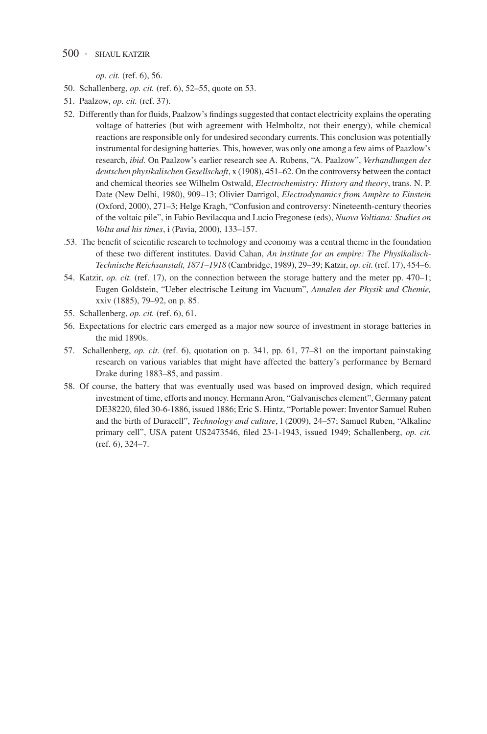*op. cit.* (ref. 6), 56.

50. Schallenberg, *op. cit.* (ref. 6), 52–55, quote on 53.
51. Paalzow, *op. cit.* (ref. 37).
52. Differently than for fluids, Paalzow's findings suggested that contact electricity explains the operating voltage of batteries (but with agreement with Helmholtz, not their energy), while chemical reactions are responsible only for undesired secondary currents. This conclusion was potentially instrumental for designing batteries. This, however, was only one among a few aims of Paazlow's research, *ibid*. On Paalzow's earlier research see A. Rubens, "A. Paalzow", *Verhandlungen der deutschen physikalischen Gesellschaft*, x (1908), 451–62. On the controversy between the contact and chemical theories see Wilhelm Ostwald, *Electrochemistry: History and theory*, trans. N. P. Date (New Delhi, 1980), 909–13; Olivier Darrigol, *Electrodynamics from Ampère to Einstein* (Oxford, 2000), 271–3; Helge Kragh, "Confusion and controversy: Nineteenth-century theories of the voltaic pile", in Fabio Bevilacqua and Lucio Fregonese (eds), *Nuova Voltiana: Studies on Volta and his times*, i (Pavia, 2000), 133–157.

.53. The benefit of scientific research to technology and economy was a central theme in the foundation of these two different institutes. David Cahan, *An institute for an empire: The Physikalisch-Technische Reichsanstalt, 1871–1918* (Cambridge, 1989), 29–39; Katzir, *op. cit.* (ref. 17), 454–6.

54. Katzir, *op. cit.* (ref. 17), on the connection between the storage battery and the meter pp. 470–1; Eugen Goldstein, "Ueber electrische Leitung im Vacuum", *Annalen der Physik und Chemie,* xxiv (1885), 79–92, on p. 85.
55. Schallenberg, *op. cit.* (ref. 6), 61.
56. Expectations for electric cars emerged as a major new source of investment in storage batteries in the mid 1890s.
57. Schallenberg, *op. cit.* (ref. 6), quotation on p. 341, pp. 61, 77–81 on the important painstaking research on various variables that might have affected the battery's performance by Bernard Drake during 1883–85, and passim.
58. Of course, the battery that was eventually used was based on improved design, which required investment of time, efforts and money. Hermann Aron, "Galvanisches element", Germany patent DE38220, filed 30-6-1886, issued 1886; Eric S. Hintz, "Portable power: Inventor Samuel Ruben and the birth of Duracell", *Technology and culture*, l (2009), 24–57; Samuel Ruben, "Alkaline primary cell", USA patent US2473546, filed 23-1-1943, issued 1949; Schallenberg, *op. cit.* (ref. 6), 324–7.